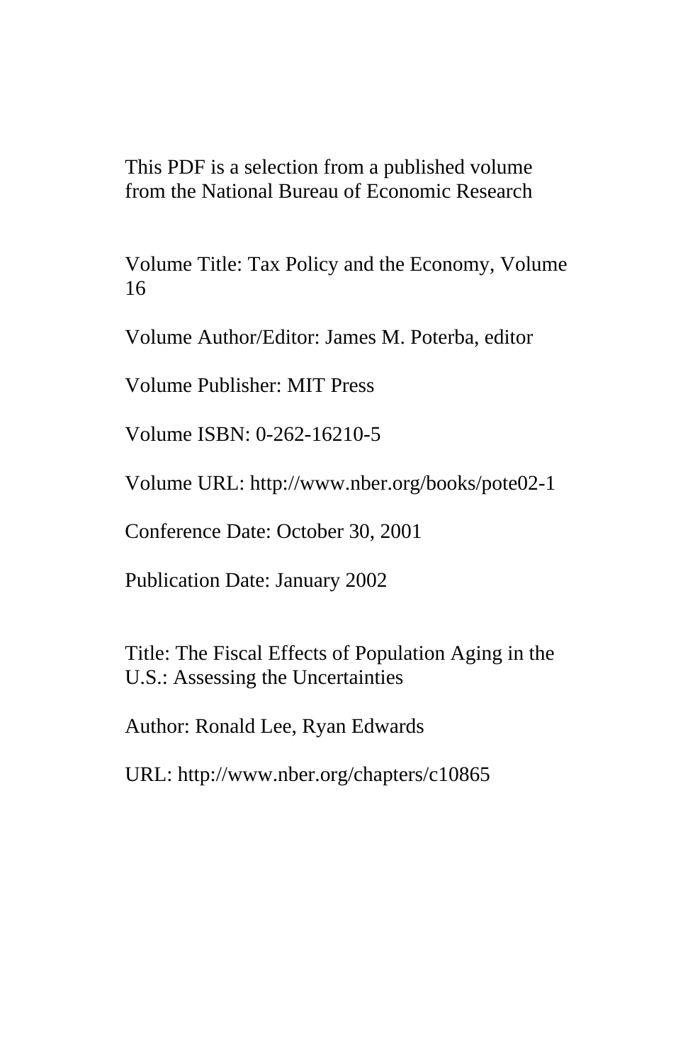This PDF is a selection from a published volume from the National Bureau of Economic Research

Volume Title: Tax Policy and the Economy, Volume 16

Volume Author/Editor: James M. Poterba, editor

Volume Publisher: MIT Press

Volume ISBN: 0-262-16210-5

Volume URL: http://www.nber.org/books/pote02-1

Conference Date: October 30, 2001

Publication Date: January 2002

Title: The Fiscal Effects of Population Aging in the U.S.: Assessing the Uncertainties

Author: Ronald Lee, Ryan Edwards

URL: http://www.nber.org/chapters/c10865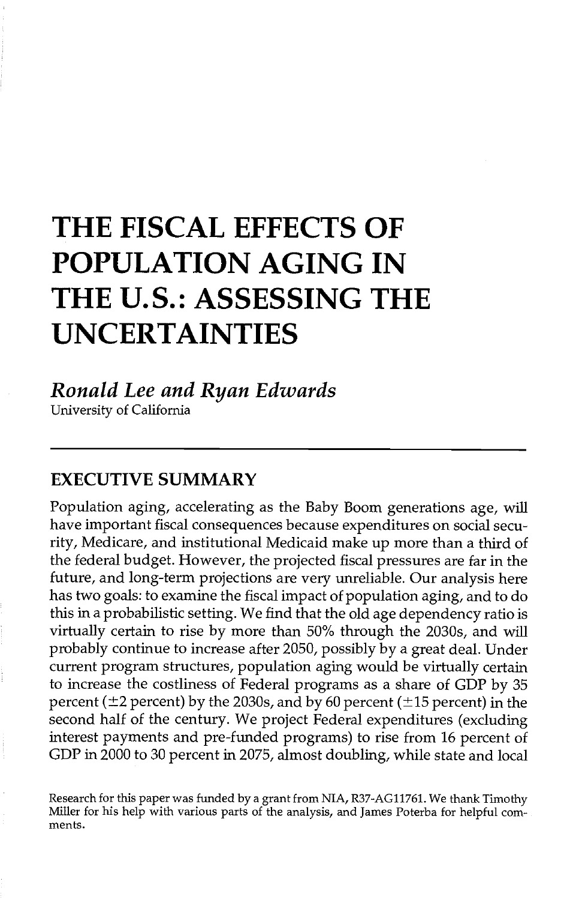# THE FISCAL EFFECTS OF POPULATION AGING IN THE U.S.: ASSESSING THE UNCERTAINTIES

*Ronald Lee and Ryan Edwards*
University of California

## EXECUTIVE SUMMARY

Population aging, accelerating as the Baby Boom generations age, will have important fiscal consequences because expenditures on social security, Medicare, and institutional Medicaid make up more than a third of the federal budget. However, the projected fiscal pressures are far in the future, and long-term projections are very unreliable. Our analysis here has two goals: to examine the fiscal impact of population aging, and to do this in a probabilistic setting. We find that the old age dependency ratio is virtually certain to rise by more than 50% through the 2030s, and will probably continue to increase after 2050, possibly by a great deal. Under current program structures, population aging would be virtually certain to increase the costliness of Federal programs as a share of GDP by 35 percent (±2 percent) by the 2030s, and by 60 percent (±15 percent) in the second half of the century. We project Federal expenditures (excluding interest payments and pre-funded programs) to rise from 16 percent of GDP in 2000 to 30 percent in 2075, almost doubling, while state and local

Research for this paper was funded by a grant from NIA, R37-AG11761. We thank Timothy Miller for his help with various parts of the analysis, and James Poterba for helpful comments.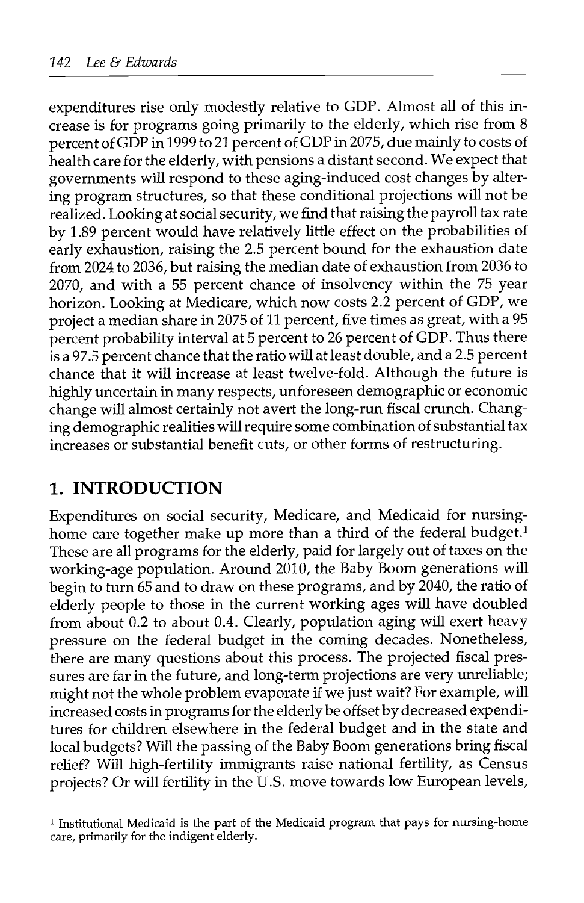expenditures rise only modestly relative to GDP. Almost all of this increase is for programs going primarily to the elderly, which rise from 8 percent of GDP in 1999 to 21 percent of GDP in 2075, due mainly to costs of health care for the elderly, with pensions a distant second. We expect that governments will respond to these aging-induced cost changes by altering program structures, so that these conditional projections will not be realized. Looking at social security, we find that raising the payroll tax rate by 1.89 percent would have relatively little effect on the probabilities of early exhaustion, raising the 2.5 percent bound for the exhaustion date from 2024 to 2036, but raising the median date of exhaustion from 2036 to 2070, and with a 55 percent chance of insolvency within the 75 year horizon. Looking at Medicare, which now costs 2.2 percent of GDP, we project a median share in 2075 of 11 percent, five times as great, with a 95 percent probability interval at 5 percent to 26 percent of GDP. Thus there is a 97.5 percent chance that the ratio will at least double, and a 2.5 percent chance that it will increase at least twelve-fold. Although the future is highly uncertain in many respects, unforeseen demographic or economic change will almost certainly not avert the long-run fiscal crunch. Changing demographic realities will require some combination of substantial tax increases or substantial benefit cuts, or other forms of restructuring.

## 1. INTRODUCTION

Expenditures on social security, Medicare, and Medicaid for nursing-home care together make up more than a third of the federal budget.[1] These are all programs for the elderly, paid for largely out of taxes on the working-age population. Around 2010, the Baby Boom generations will begin to turn 65 and to draw on these programs, and by 2040, the ratio of elderly people to those in the current working ages will have doubled from about 0.2 to about 0.4. Clearly, population aging will exert heavy pressure on the federal budget in the coming decades. Nonetheless, there are many questions about this process. The projected fiscal pressures are far in the future, and long-term projections are very unreliable; might not the whole problem evaporate if we just wait? For example, will increased costs in programs for the elderly be offset by decreased expenditures for children elsewhere in the federal budget and in the state and local budgets? Will the passing of the Baby Boom generations bring fiscal relief? Will high-fertility immigrants raise national fertility, as Census projects? Or will fertility in the U.S. move towards low European levels,

[1] Institutional Medicaid is the part of the Medicaid program that pays for nursing-home care, primarily for the indigent elderly.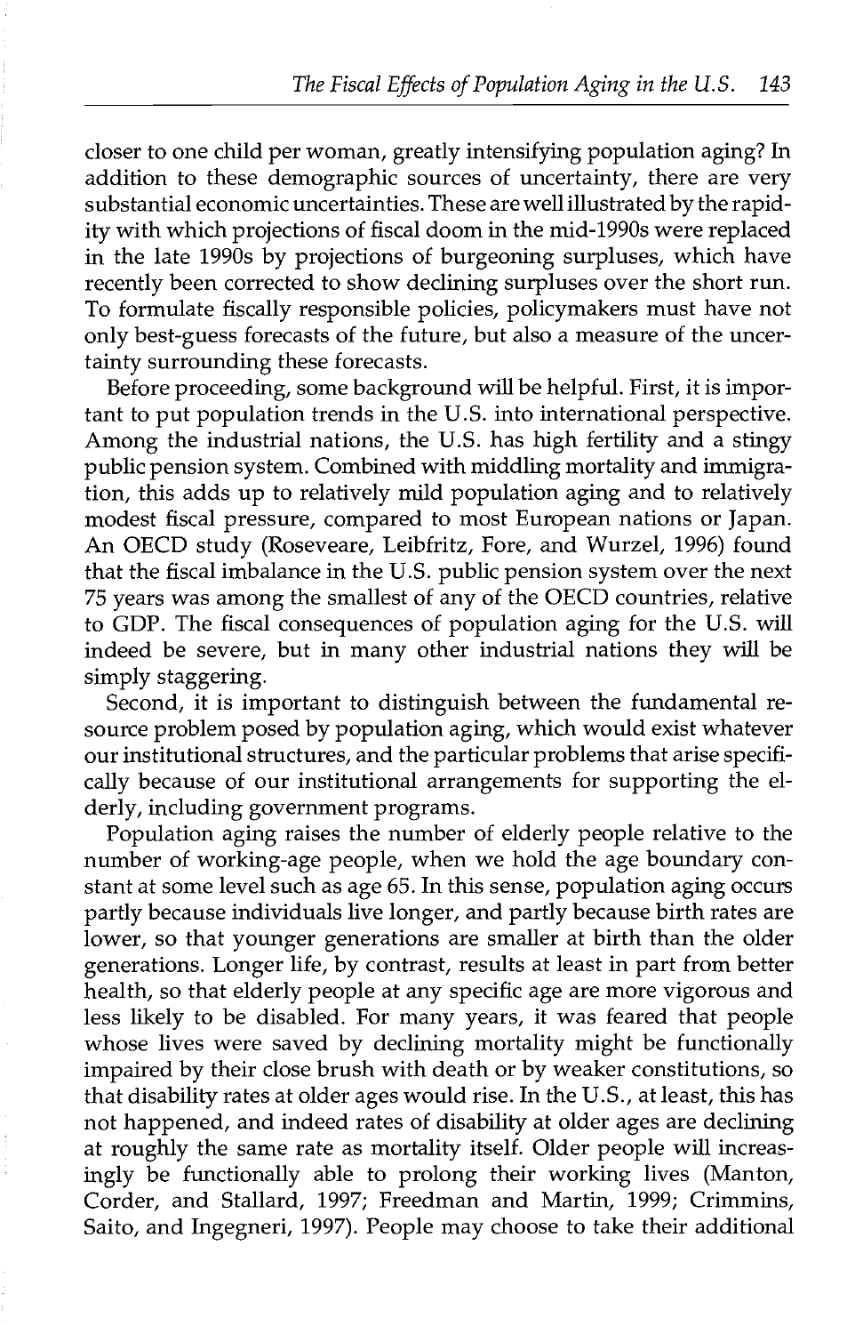closer to one child per woman, greatly intensifying population aging? In addition to these demographic sources of uncertainty, there are very substantial economic uncertainties. These are well illustrated by the rapidity with which projections of fiscal doom in the mid-1990s were replaced in the late 1990s by projections of burgeoning surpluses, which have recently been corrected to show declining surpluses over the short run. To formulate fiscally responsible policies, policymakers must have not only best-guess forecasts of the future, but also a measure of the uncertainty surrounding these forecasts.

Before proceeding, some background will be helpful. First, it is important to put population trends in the U.S. into international perspective. Among the industrial nations, the U.S. has high fertility and a stingy public pension system. Combined with middling mortality and immigration, this adds up to relatively mild population aging and to relatively modest fiscal pressure, compared to most European nations or Japan. An OECD study (Roseveare, Leibfritz, Fore, and Wurzel, 1996) found that the fiscal imbalance in the U.S. public pension system over the next 75 years was among the smallest of any of the OECD countries, relative to GDP. The fiscal consequences of population aging for the U.S. will indeed be severe, but in many other industrial nations they will be simply staggering.

Second, it is important to distinguish between the fundamental resource problem posed by population aging, which would exist whatever our institutional structures, and the particular problems that arise specifically because of our institutional arrangements for supporting the elderly, including government programs.

Population aging raises the number of elderly people relative to the number of working-age people, when we hold the age boundary constant at some level such as age 65. In this sense, population aging occurs partly because individuals live longer, and partly because birth rates are lower, so that younger generations are smaller at birth than the older generations. Longer life, by contrast, results at least in part from better health, so that elderly people at any specific age are more vigorous and less likely to be disabled. For many years, it was feared that people whose lives were saved by declining mortality might be functionally impaired by their close brush with death or by weaker constitutions, so that disability rates at older ages would rise. In the U.S., at least, this has not happened, and indeed rates of disability at older ages are declining at roughly the same rate as mortality itself. Older people will increasingly be functionally able to prolong their working lives (Manton, Corder, and Stallard, 1997; Freedman and Martin, 1999; Crimmins, Saito, and Ingegneri, 1997). People may choose to take their additional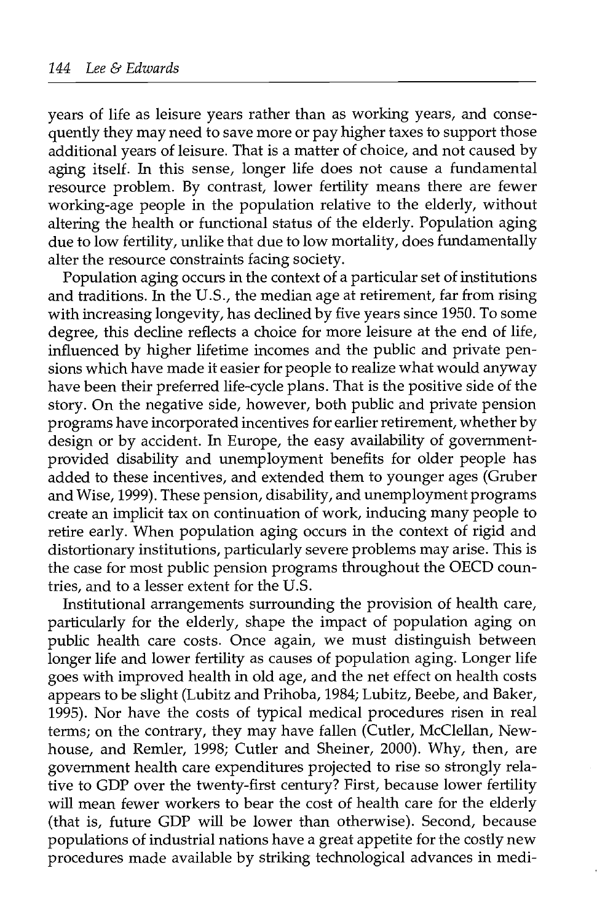years of life as leisure years rather than as working years, and consequently they may need to save more or pay higher taxes to support those additional years of leisure. That is a matter of choice, and not caused by aging itself. In this sense, longer life does not cause a fundamental resource problem. By contrast, lower fertility means there are fewer working-age people in the population relative to the elderly, without altering the health or functional status of the elderly. Population aging due to low fertility, unlike that due to low mortality, does fundamentally alter the resource constraints facing society.

Population aging occurs in the context of a particular set of institutions and traditions. In the U.S., the median age at retirement, far from rising with increasing longevity, has declined by five years since 1950. To some degree, this decline reflects a choice for more leisure at the end of life, influenced by higher lifetime incomes and the public and private pensions which have made it easier for people to realize what would anyway have been their preferred life-cycle plans. That is the positive side of the story. On the negative side, however, both public and private pension programs have incorporated incentives for earlier retirement, whether by design or by accident. In Europe, the easy availability of government-provided disability and unemployment benefits for older people has added to these incentives, and extended them to younger ages (Gruber and Wise, 1999). These pension, disability, and unemployment programs create an implicit tax on continuation of work, inducing many people to retire early. When population aging occurs in the context of rigid and distortionary institutions, particularly severe problems may arise. This is the case for most public pension programs throughout the OECD countries, and to a lesser extent for the U.S.

Institutional arrangements surrounding the provision of health care, particularly for the elderly, shape the impact of population aging on public health care costs. Once again, we must distinguish between longer life and lower fertility as causes of population aging. Longer life goes with improved health in old age, and the net effect on health costs appears to be slight (Lubitz and Prihoba, 1984; Lubitz, Beebe, and Baker, 1995). Nor have the costs of typical medical procedures risen in real terms; on the contrary, they may have fallen (Cutler, McClellan, Newhouse, and Remler, 1998; Cutler and Sheiner, 2000). Why, then, are government health care expenditures projected to rise so strongly relative to GDP over the twenty-first century? First, because lower fertility will mean fewer workers to bear the cost of health care for the elderly (that is, future GDP will be lower than otherwise). Second, because populations of industrial nations have a great appetite for the costly new procedures made available by striking technological advances in medi-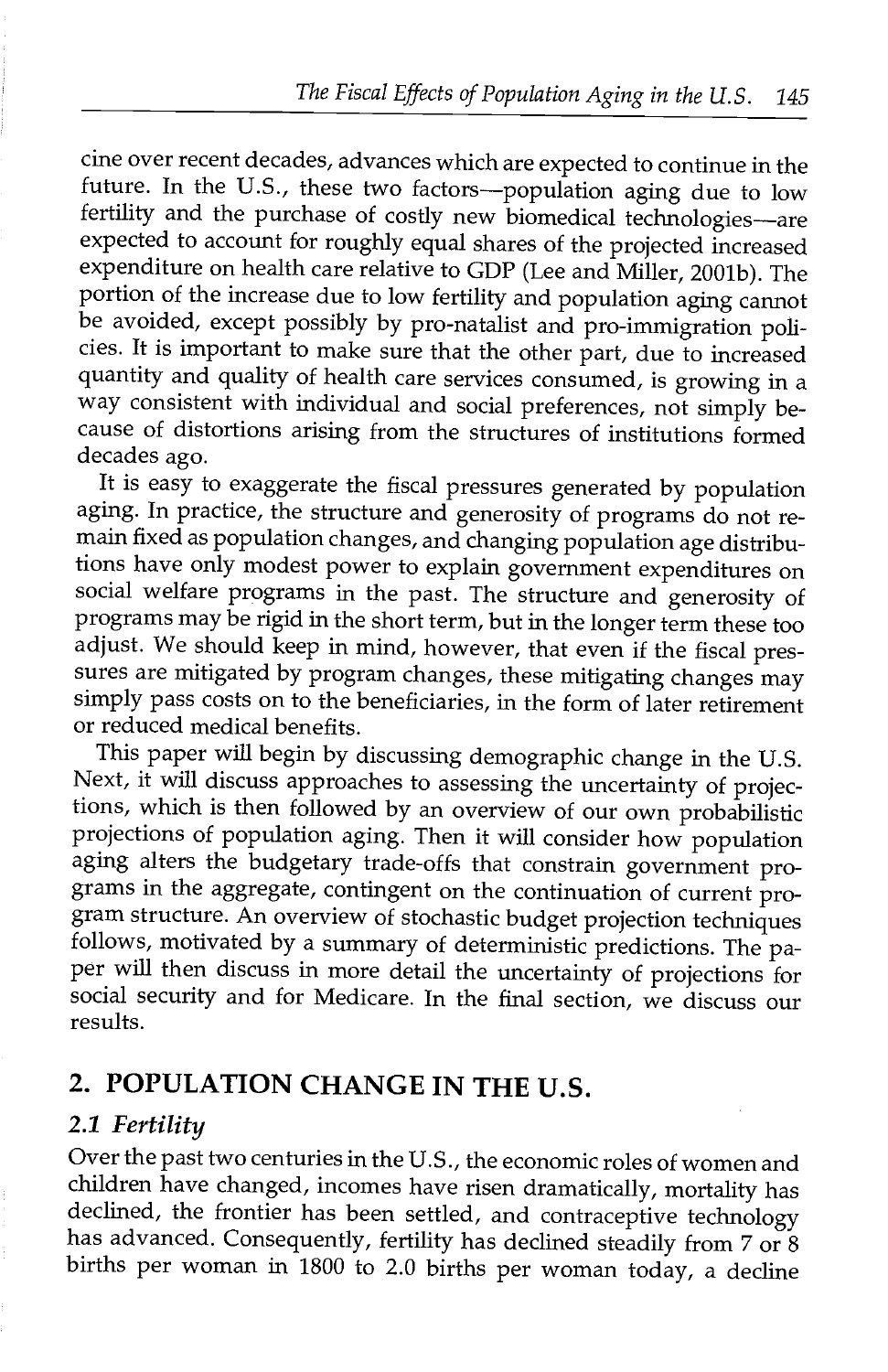cine over recent decades, advances which are expected to continue in the future. In the U.S., these two factors—population aging due to low fertility and the purchase of costly new biomedical technologies—are expected to account for roughly equal shares of the projected increased expenditure on health care relative to GDP (Lee and Miller, 2001b). The portion of the increase due to low fertility and population aging cannot be avoided, except possibly by pro-natalist and pro-immigration policies. It is important to make sure that the other part, due to increased quantity and quality of health care services consumed, is growing in a way consistent with individual and social preferences, not simply because of distortions arising from the structures of institutions formed decades ago.

It is easy to exaggerate the fiscal pressures generated by population aging. In practice, the structure and generosity of programs do not remain fixed as population changes, and changing population age distributions have only modest power to explain government expenditures on social welfare programs in the past. The structure and generosity of programs may be rigid in the short term, but in the longer term these too adjust. We should keep in mind, however, that even if the fiscal pressures are mitigated by program changes, these mitigating changes may simply pass costs on to the beneficiaries, in the form of later retirement or reduced medical benefits.

This paper will begin by discussing demographic change in the U.S. Next, it will discuss approaches to assessing the uncertainty of projections, which is then followed by an overview of our own probabilistic projections of population aging. Then it will consider how population aging alters the budgetary trade-offs that constrain government programs in the aggregate, contingent on the continuation of current program structure. An overview of stochastic budget projection techniques follows, motivated by a summary of deterministic predictions. The paper will then discuss in more detail the uncertainty of projections for social security and for Medicare. In the final section, we discuss our results.

## 2. POPULATION CHANGE IN THE U.S.

### 2.1 *Fertility*

Over the past two centuries in the U.S., the economic roles of women and children have changed, incomes have risen dramatically, mortality has declined, the frontier has been settled, and contraceptive technology has advanced. Consequently, fertility has declined steadily from 7 or 8 births per woman in 1800 to 2.0 births per woman today, a decline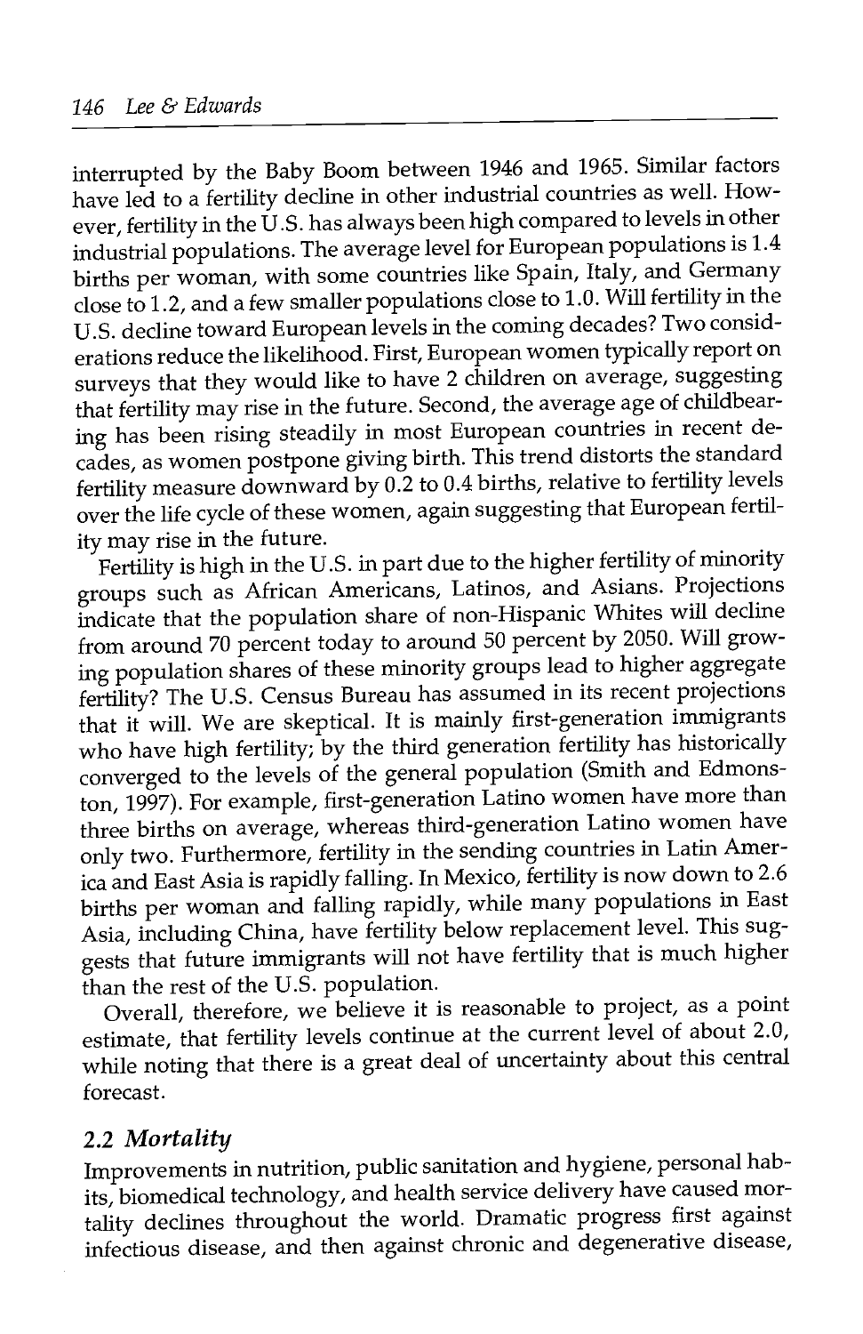interrupted by the Baby Boom between 1946 and 1965. Similar factors have led to a fertility decline in other industrial countries as well. However, fertility in the U.S. has always been high compared to levels in other industrial populations. The average level for European populations is 1.4 births per woman, with some countries like Spain, Italy, and Germany close to 1.2, and a few smaller populations close to 1.0. Will fertility in the U.S. decline toward European levels in the coming decades? Two considerations reduce the likelihood. First, European women typically report on surveys that they would like to have 2 children on average, suggesting that fertility may rise in the future. Second, the average age of childbearing has been rising steadily in most European countries in recent decades, as women postpone giving birth. This trend distorts the standard fertility measure downward by 0.2 to 0.4 births, relative to fertility levels over the life cycle of these women, again suggesting that European fertility may rise in the future.

Fertility is high in the U.S. in part due to the higher fertility of minority groups such as African Americans, Latinos, and Asians. Projections indicate that the population share of non-Hispanic Whites will decline from around 70 percent today to around 50 percent by 2050. Will growing population shares of these minority groups lead to higher aggregate fertility? The U.S. Census Bureau has assumed in its recent projections that it will. We are skeptical. It is mainly first-generation immigrants who have high fertility; by the third generation fertility has historically converged to the levels of the general population (Smith and Edmonston, 1997). For example, first-generation Latino women have more than three births on average, whereas third-generation Latino women have only two. Furthermore, fertility in the sending countries in Latin America and East Asia is rapidly falling. In Mexico, fertility is now down to 2.6 births per woman and falling rapidly, while many populations in East Asia, including China, have fertility below replacement level. This suggests that future immigrants will not have fertility that is much higher than the rest of the U.S. population.

Overall, therefore, we believe it is reasonable to project, as a point estimate, that fertility levels continue at the current level of about 2.0, while noting that there is a great deal of uncertainty about this central forecast.

### 2.2 *Mortality*

Improvements in nutrition, public sanitation and hygiene, personal habits, biomedical technology, and health service delivery have caused mortality declines throughout the world. Dramatic progress first against infectious disease, and then against chronic and degenerative disease,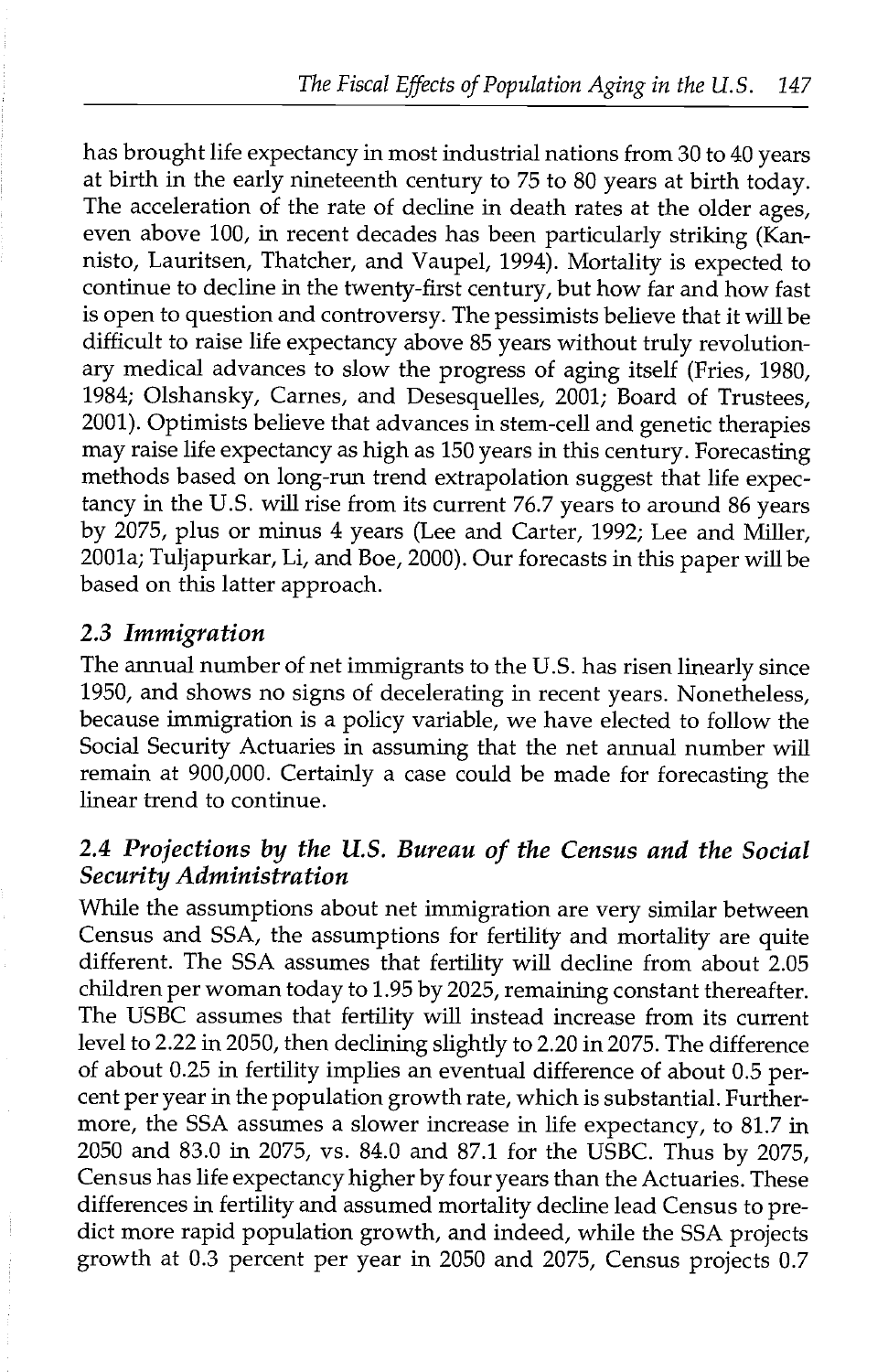has brought life expectancy in most industrial nations from 30 to 40 years at birth in the early nineteenth century to 75 to 80 years at birth today. The acceleration of the rate of decline in death rates at the older ages, even above 100, in recent decades has been particularly striking (Kannisto, Lauritsen, Thatcher, and Vaupel, 1994). Mortality is expected to continue to decline in the twenty-first century, but how far and how fast is open to question and controversy. The pessimists believe that it will be difficult to raise life expectancy above 85 years without truly revolutionary medical advances to slow the progress of aging itself (Fries, 1980, 1984; Olshansky, Carnes, and Desesquelles, 2001; Board of Trustees, 2001). Optimists believe that advances in stem-cell and genetic therapies may raise life expectancy as high as 150 years in this century. Forecasting methods based on long-run trend extrapolation suggest that life expectancy in the U.S. will rise from its current 76.7 years to around 86 years by 2075, plus or minus 4 years (Lee and Carter, 1992; Lee and Miller, 2001a; Tuljapurkar, Li, and Boe, 2000). Our forecasts in this paper will be based on this latter approach.

### *2.3 Immigration*

The annual number of net immigrants to the U.S. has risen linearly since 1950, and shows no signs of decelerating in recent years. Nonetheless, because immigration is a policy variable, we have elected to follow the Social Security Actuaries in assuming that the net annual number will remain at 900,000. Certainly a case could be made for forecasting the linear trend to continue.

### *2.4 Projections by the U.S. Bureau of the Census and the Social Security Administration*

While the assumptions about net immigration are very similar between Census and SSA, the assumptions for fertility and mortality are quite different. The SSA assumes that fertility will decline from about 2.05 children per woman today to 1.95 by 2025, remaining constant thereafter. The USBC assumes that fertility will instead increase from its current level to 2.22 in 2050, then declining slightly to 2.20 in 2075. The difference of about 0.25 in fertility implies an eventual difference of about 0.5 percent per year in the population growth rate, which is substantial. Furthermore, the SSA assumes a slower increase in life expectancy, to 81.7 in 2050 and 83.0 in 2075, vs. 84.0 and 87.1 for the USBC. Thus by 2075, Census has life expectancy higher by four years than the Actuaries. These differences in fertility and assumed mortality decline lead Census to predict more rapid population growth, and indeed, while the SSA projects growth at 0.3 percent per year in 2050 and 2075, Census projects 0.7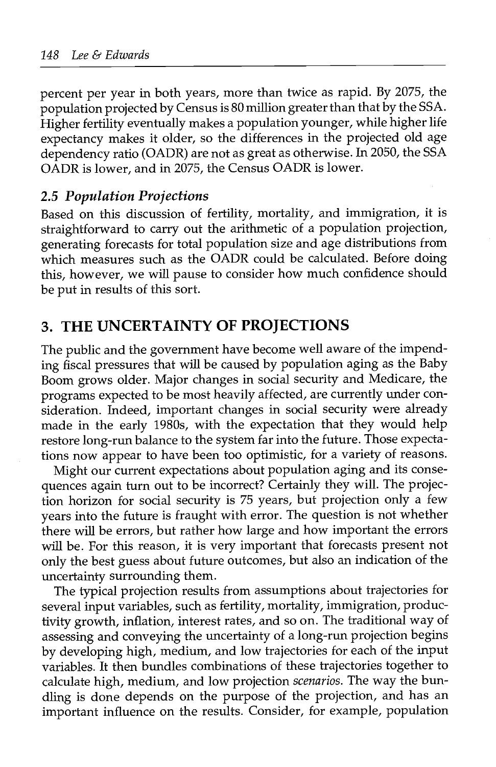percent per year in both years, more than twice as rapid. By 2075, the population projected by Census is 80 million greater than that by the SSA. Higher fertility eventually makes a population younger, while higher life expectancy makes it older, so the differences in the projected old age dependency ratio (OADR) are not as great as otherwise. In 2050, the SSA OADR is lower, and in 2075, the Census OADR is lower.

### 2.5 *Population Projections*

Based on this discussion of fertility, mortality, and immigration, it is straightforward to carry out the arithmetic of a population projection, generating forecasts for total population size and age distributions from which measures such as the OADR could be calculated. Before doing this, however, we will pause to consider how much confidence should be put in results of this sort.

## 3. THE UNCERTAINTY OF PROJECTIONS

The public and the government have become well aware of the impending fiscal pressures that will be caused by population aging as the Baby Boom grows older. Major changes in social security and Medicare, the programs expected to be most heavily affected, are currently under consideration. Indeed, important changes in social security were already made in the early 1980s, with the expectation that they would help restore long-run balance to the system far into the future. Those expectations now appear to have been too optimistic, for a variety of reasons.

Might our current expectations about population aging and its consequences again turn out to be incorrect? Certainly they will. The projection horizon for social security is 75 years, but projection only a few years into the future is fraught with error. The question is not whether there will be errors, but rather how large and how important the errors will be. For this reason, it is very important that forecasts present not only the best guess about future outcomes, but also an indication of the uncertainty surrounding them.

The typical projection results from assumptions about trajectories for several input variables, such as fertility, mortality, immigration, productivity growth, inflation, interest rates, and so on. The traditional way of assessing and conveying the uncertainty of a long-run projection begins by developing high, medium, and low trajectories for each of the input variables. It then bundles combinations of these trajectories together to calculate high, medium, and low projection *scenarios*. The way the bundling is done depends on the purpose of the projection, and has an important influence on the results. Consider, for example, population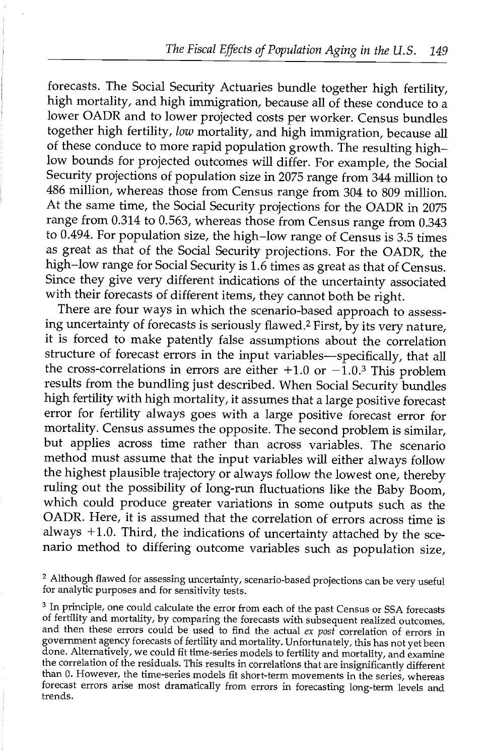forecasts. The Social Security Actuaries bundle together high fertility, high mortality, and high immigration, because all of these conduce to a lower OADR and to lower projected costs per worker. Census bundles together high fertility, *low* mortality, and high immigration, because all of these conduce to more rapid population growth. The resulting high–low bounds for projected outcomes will differ. For example, the Social Security projections of population size in 2075 range from 344 million to 486 million, whereas those from Census range from 304 to 809 million. At the same time, the Social Security projections for the OADR in 2075 range from 0.314 to 0.563, whereas those from Census range from 0.343 to 0.494. For population size, the high–low range of Census is 3.5 times as great as that of the Social Security projections. For the OADR, the high–low range for Social Security is 1.6 times as great as that of Census. Since they give very different indications of the uncertainty associated with their forecasts of different items, they cannot both be right.

There are four ways in which the scenario-based approach to assessing uncertainty of forecasts is seriously flawed.[2] First, by its very nature, it is forced to make patently false assumptions about the correlation structure of forecast errors in the input variables—specifically, that all the cross-correlations in errors are either +1.0 or −1.0.[3] This problem results from the bundling just described. When Social Security bundles high fertility with high mortality, it assumes that a large positive forecast error for fertility always goes with a large positive forecast error for mortality. Census assumes the opposite. The second problem is similar, but applies across time rather than across variables. The scenario method must assume that the input variables will either always follow the highest plausible trajectory or always follow the lowest one, thereby ruling out the possibility of long-run fluctuations like the Baby Boom, which could produce greater variations in some outputs such as the OADR. Here, it is assumed that the correlation of errors across time is always +1.0. Third, the indications of uncertainty attached by the scenario method to differing outcome variables such as population size,

[2] Although flawed for assessing uncertainty, scenario-based projections can be very useful for analytic purposes and for sensitivity tests.

[3] In principle, one could calculate the error from each of the past Census or SSA forecasts of fertility and mortality, by comparing the forecasts with subsequent realized outcomes, and then these errors could be used to find the actual *ex post* correlation of errors in government agency forecasts of fertility and mortality. Unfortunately, this has not yet been done. Alternatively, we could fit time-series models to fertility and mortality, and examine the correlation of the residuals. This results in correlations that are insignificantly different than 0. However, the time-series models fit short-term movements in the series, whereas forecast errors arise most dramatically from errors in forecasting long-term levels and trends.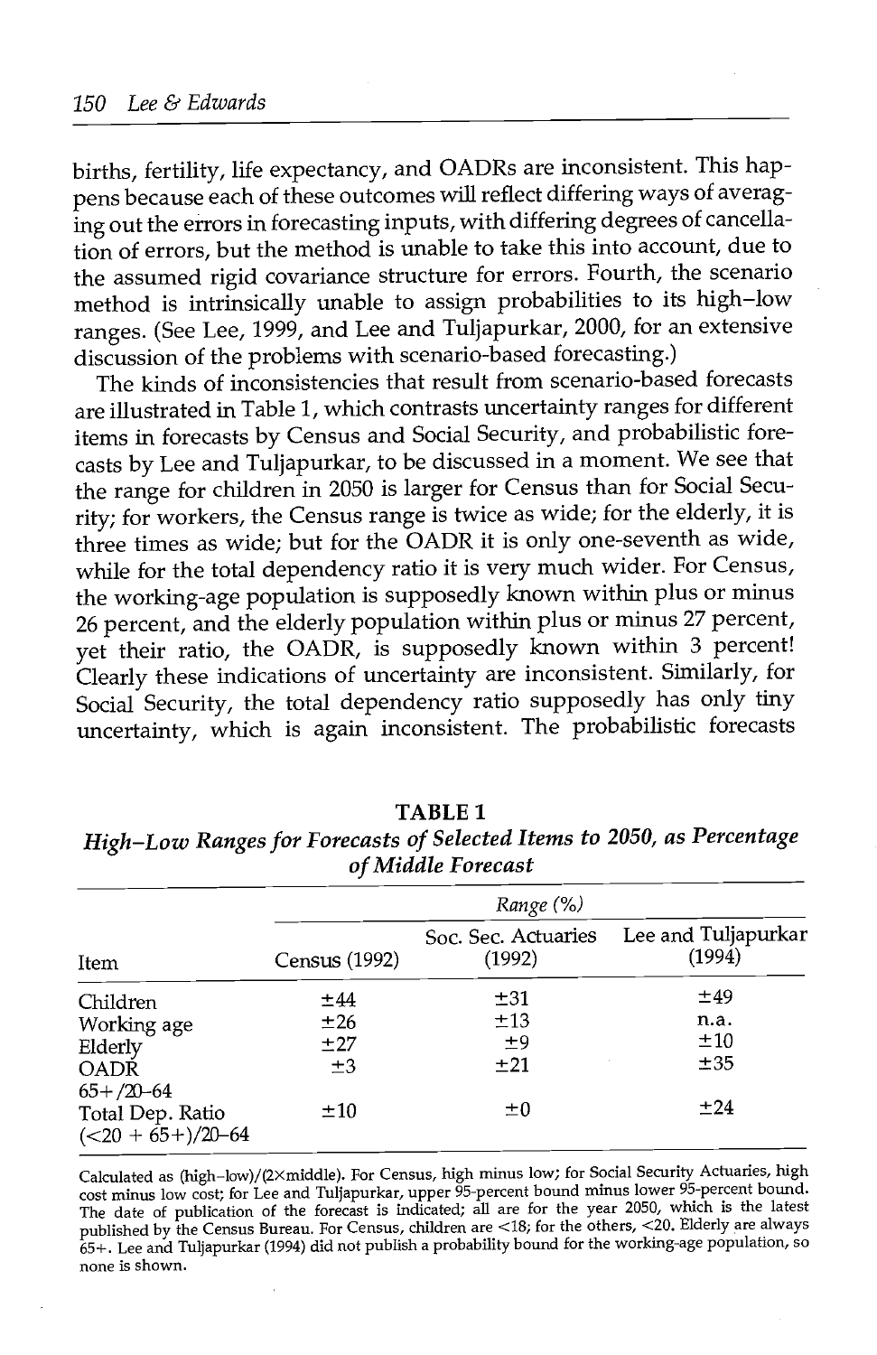births, fertility, life expectancy, and OADRs are inconsistent. This happens because each of these outcomes will reflect differing ways of averaging out the errors in forecasting inputs, with differing degrees of cancellation of errors, but the method is unable to take this into account, due to the assumed rigid covariance structure for errors. Fourth, the scenario method is intrinsically unable to assign probabilities to its high–low ranges. (See Lee, 1999, and Lee and Tuljapurkar, 2000, for an extensive discussion of the problems with scenario-based forecasting.)

The kinds of inconsistencies that result from scenario-based forecasts are illustrated in Table 1, which contrasts uncertainty ranges for different items in forecasts by Census and Social Security, and probabilistic forecasts by Lee and Tuljapurkar, to be discussed in a moment. We see that the range for children in 2050 is larger for Census than for Social Security; for workers, the Census range is twice as wide; for the elderly, it is three times as wide; but for the OADR it is only one-seventh as wide, while for the total dependency ratio it is very much wider. For Census, the working-age population is supposedly known within plus or minus 26 percent, and the elderly population within plus or minus 27 percent, yet their ratio, the OADR, is supposedly known within 3 percent! Clearly these indications of uncertainty are inconsistent. Similarly, for Social Security, the total dependency ratio supposedly has only tiny uncertainty, which is again inconsistent. The probabilistic forecasts

**TABLE 1**

***High–Low Ranges for Forecasts of Selected Items to 2050, as Percentage of Middle Forecast***

| | *Range (%)* | | |
|---|---|---|---|
| Item | Census (1992) | Soc. Sec. Actuaries (1992) | Lee and Tuljapurkar (1994) |
| Children | ±44 | ±31 | ±49 |
| Working age | ±26 | ±13 | n.a. |
| Elderly | ±27 | ±9 | ±10 |
| OADR 65+/20–64 | ±3 | ±21 | ±35 |
| Total Dep. Ratio (<20 + 65+)/20–64 | ±10 | ±0 | ±24 |

Calculated as (high–low)/(2×middle). For Census, high minus low; for Social Security Actuaries, high cost minus low cost; for Lee and Tuljapurkar, upper 95-percent bound minus lower 95-percent bound. The date of publication of the forecast is indicated; all are for the year 2050, which is the latest published by the Census Bureau. For Census, children are <18; for the others, <20. Elderly are always 65+. Lee and Tuljapurkar (1994) did not publish a probability bound for the working-age population, so none is shown.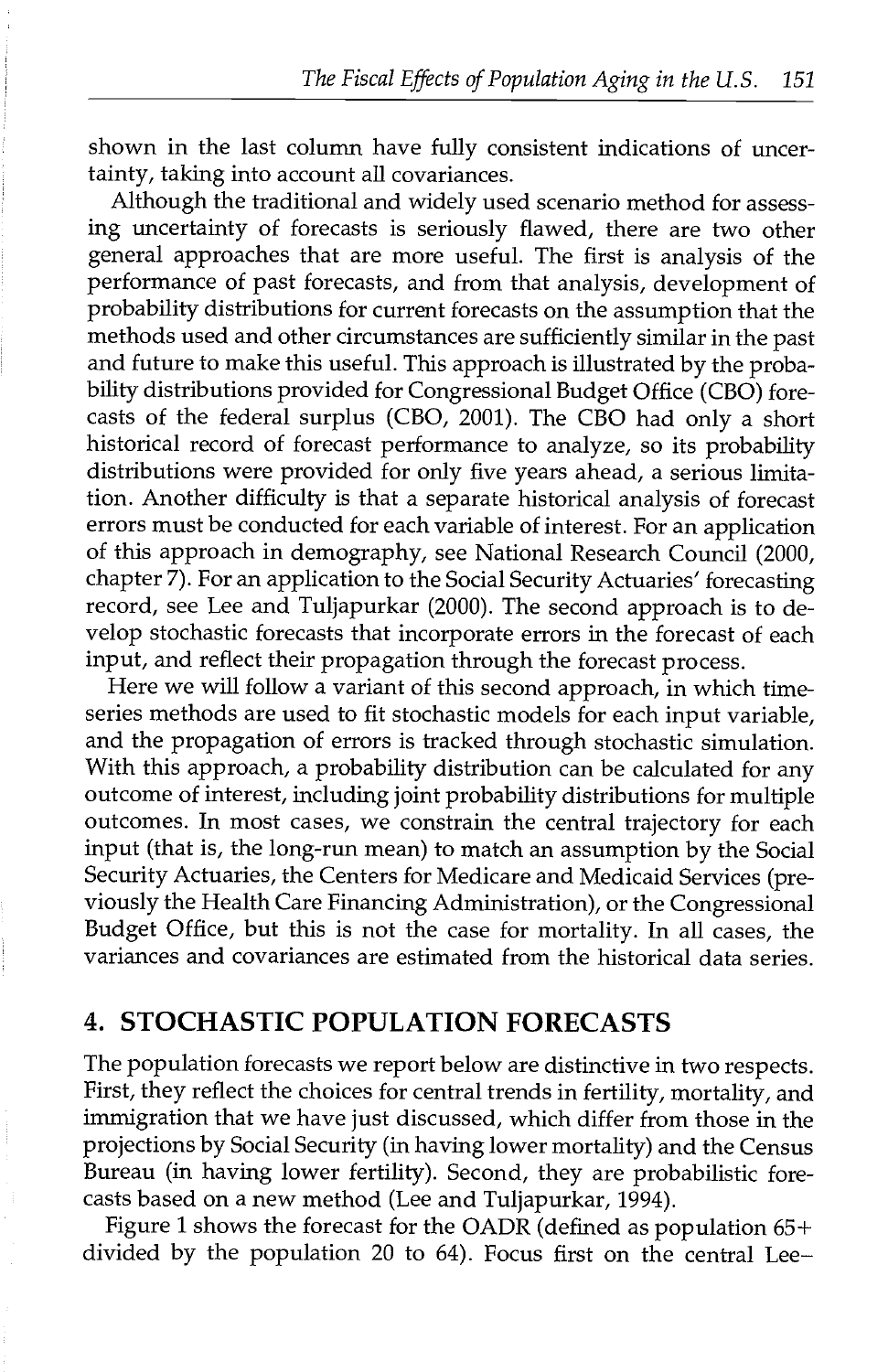shown in the last column have fully consistent indications of uncertainty, taking into account all covariances.

Although the traditional and widely used scenario method for assessing uncertainty of forecasts is seriously flawed, there are two other general approaches that are more useful. The first is analysis of the performance of past forecasts, and from that analysis, development of probability distributions for current forecasts on the assumption that the methods used and other circumstances are sufficiently similar in the past and future to make this useful. This approach is illustrated by the probability distributions provided for Congressional Budget Office (CBO) forecasts of the federal surplus (CBO, 2001). The CBO had only a short historical record of forecast performance to analyze, so its probability distributions were provided for only five years ahead, a serious limitation. Another difficulty is that a separate historical analysis of forecast errors must be conducted for each variable of interest. For an application of this approach in demography, see National Research Council (2000, chapter 7). For an application to the Social Security Actuaries' forecasting record, see Lee and Tuljapurkar (2000). The second approach is to develop stochastic forecasts that incorporate errors in the forecast of each input, and reflect their propagation through the forecast process.

Here we will follow a variant of this second approach, in which time-series methods are used to fit stochastic models for each input variable, and the propagation of errors is tracked through stochastic simulation. With this approach, a probability distribution can be calculated for any outcome of interest, including joint probability distributions for multiple outcomes. In most cases, we constrain the central trajectory for each input (that is, the long-run mean) to match an assumption by the Social Security Actuaries, the Centers for Medicare and Medicaid Services (previously the Health Care Financing Administration), or the Congressional Budget Office, but this is not the case for mortality. In all cases, the variances and covariances are estimated from the historical data series.

## 4. STOCHASTIC POPULATION FORECASTS

The population forecasts we report below are distinctive in two respects. First, they reflect the choices for central trends in fertility, mortality, and immigration that we have just discussed, which differ from those in the projections by Social Security (in having lower mortality) and the Census Bureau (in having lower fertility). Second, they are probabilistic forecasts based on a new method (Lee and Tuljapurkar, 1994).

Figure 1 shows the forecast for the OADR (defined as population 65+ divided by the population 20 to 64). Focus first on the central Lee–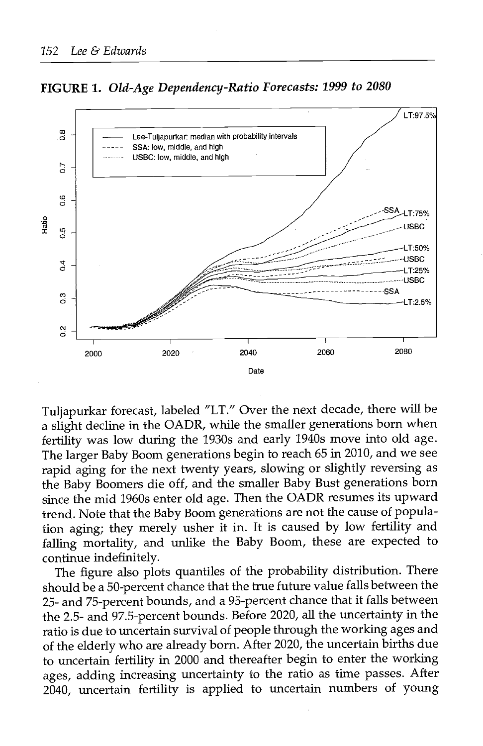**FIGURE 1.** *Old-Age Dependency-Ratio Forecasts: 1999 to 2080*

Tuljapurkar forecast, labeled "LT." Over the next decade, there will be a slight decline in the OADR, while the smaller generations born when fertility was low during the 1930s and early 1940s move into old age. The larger Baby Boom generations begin to reach 65 in 2010, and we see rapid aging for the next twenty years, slowing or slightly reversing as the Baby Boomers die off, and the smaller Baby Bust generations born since the mid 1960s enter old age. Then the OADR resumes its upward trend. Note that the Baby Boom generations are not the cause of population aging; they merely usher it in. It is caused by low fertility and falling mortality, and unlike the Baby Boom, these are expected to continue indefinitely.

The figure also plots quantiles of the probability distribution. There should be a 50-percent chance that the true future value falls between the 25- and 75-percent bounds, and a 95-percent chance that it falls between the 2.5- and 97.5-percent bounds. Before 2020, all the uncertainty in the ratio is due to uncertain survival of people through the working ages and of the elderly who are already born. After 2020, the uncertain births due to uncertain fertility in 2000 and thereafter begin to enter the working ages, adding increasing uncertainty to the ratio as time passes. After 2040, uncertain fertility is applied to uncertain numbers of young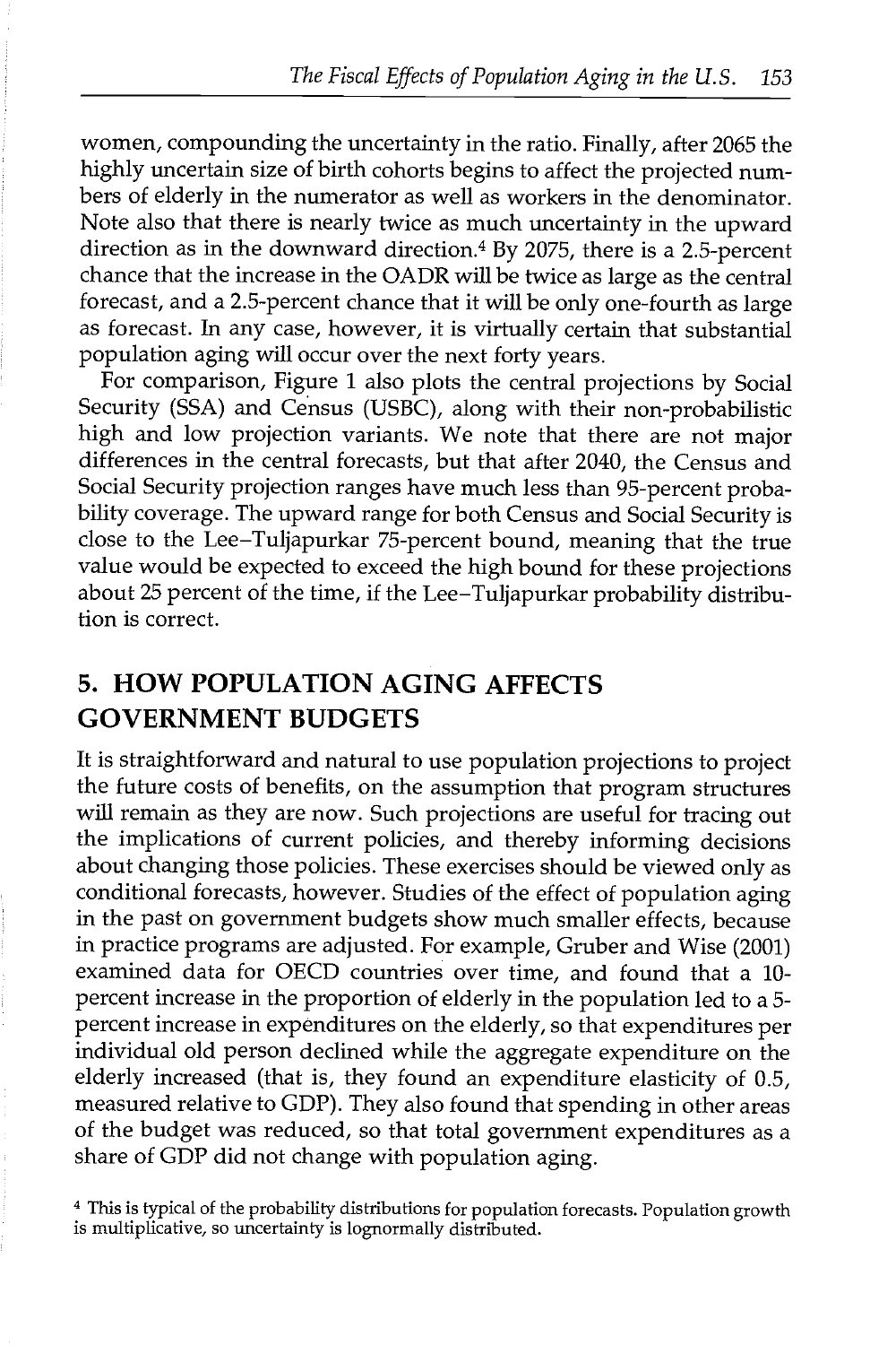women, compounding the uncertainty in the ratio. Finally, after 2065 the highly uncertain size of birth cohorts begins to affect the projected numbers of elderly in the numerator as well as workers in the denominator. Note also that there is nearly twice as much uncertainty in the upward direction as in the downward direction.[4] By 2075, there is a 2.5-percent chance that the increase in the OADR will be twice as large as the central forecast, and a 2.5-percent chance that it will be only one-fourth as large as forecast. In any case, however, it is virtually certain that substantial population aging will occur over the next forty years.

For comparison, Figure 1 also plots the central projections by Social Security (SSA) and Census (USBC), along with their non-probabilistic high and low projection variants. We note that there are not major differences in the central forecasts, but that after 2040, the Census and Social Security projection ranges have much less than 95-percent probability coverage. The upward range for both Census and Social Security is close to the Lee–Tuljapurkar 75-percent bound, meaning that the true value would be expected to exceed the high bound for these projections about 25 percent of the time, if the Lee–Tuljapurkar probability distribution is correct.

## 5. HOW POPULATION AGING AFFECTS GOVERNMENT BUDGETS

It is straightforward and natural to use population projections to project the future costs of benefits, on the assumption that program structures will remain as they are now. Such projections are useful for tracing out the implications of current policies, and thereby informing decisions about changing those policies. These exercises should be viewed only as conditional forecasts, however. Studies of the effect of population aging in the past on government budgets show much smaller effects, because in practice programs are adjusted. For example, Gruber and Wise (2001) examined data for OECD countries over time, and found that a 10-percent increase in the proportion of elderly in the population led to a 5-percent increase in expenditures on the elderly, so that expenditures per individual old person declined while the aggregate expenditure on the elderly increased (that is, they found an expenditure elasticity of 0.5, measured relative to GDP). They also found that spending in other areas of the budget was reduced, so that total government expenditures as a share of GDP did not change with population aging.

[4] This is typical of the probability distributions for population forecasts. Population growth is multiplicative, so uncertainty is lognormally distributed.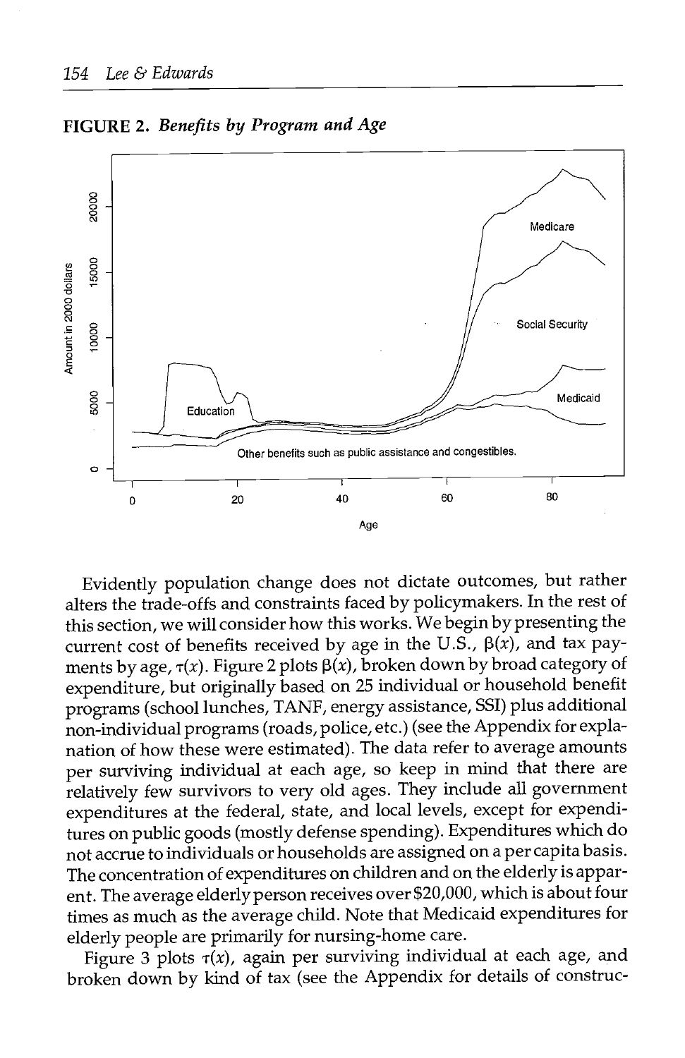**FIGURE 2.** *Benefits by Program and Age*

Evidently population change does not dictate outcomes, but rather alters the trade-offs and constraints faced by policymakers. In the rest of this section, we will consider how this works. We begin by presenting the current cost of benefits received by age in the U.S., $\beta(x)$, and tax payments by age, $\tau(x)$. Figure 2 plots $\beta(x)$, broken down by broad category of expenditure, but originally based on 25 individual or household benefit programs (school lunches, TANF, energy assistance, SSI) plus additional non-individual programs (roads, police, etc.) (see the Appendix for explanation of how these were estimated). The data refer to average amounts per surviving individual at each age, so keep in mind that there are relatively few survivors to very old ages. They include all government expenditures at the federal, state, and local levels, except for expenditures on public goods (mostly defense spending). Expenditures which do not accrue to individuals or households are assigned on a per capita basis. The concentration of expenditures on children and on the elderly is apparent. The average elderly person receives over $20,000, which is about four times as much as the average child. Note that Medicaid expenditures for elderly people are primarily for nursing-home care.

Figure 3 plots $\tau(x)$, again per surviving individual at each age, and broken down by kind of tax (see the Appendix for details of construc-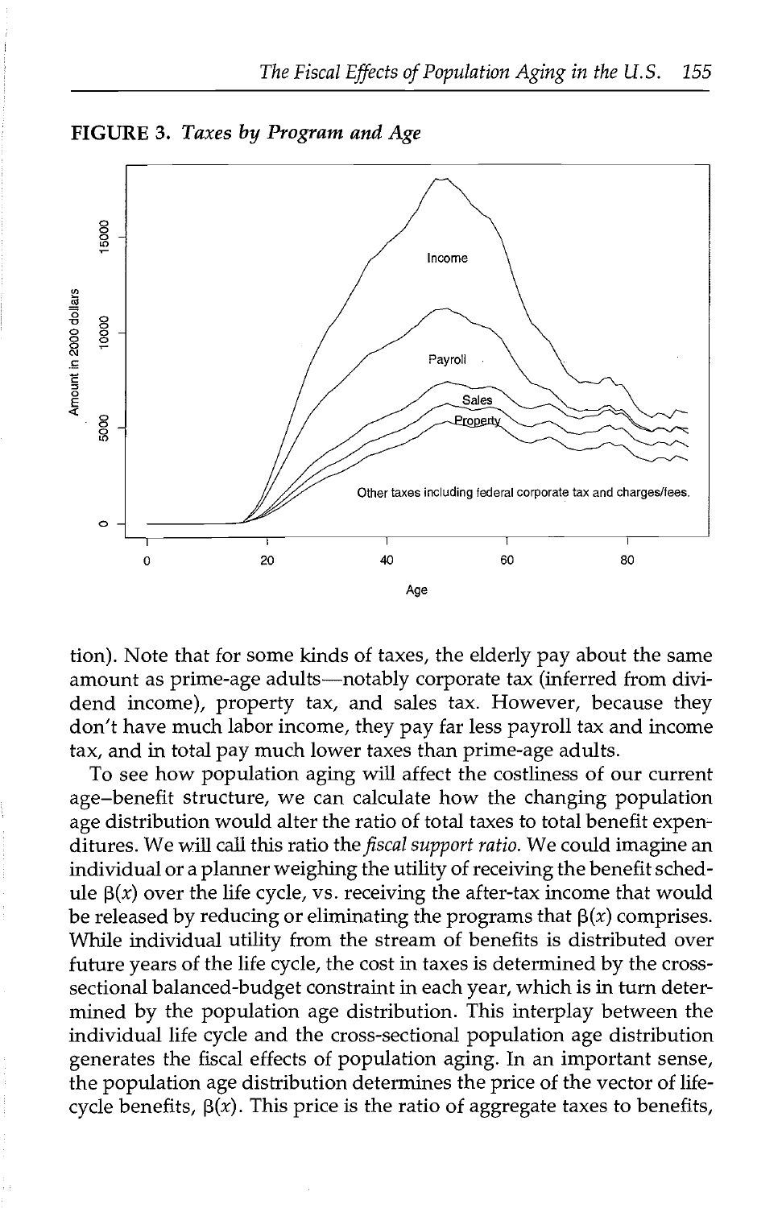**FIGURE 3.** *Taxes by Program and Age*

tion). Note that for some kinds of taxes, the elderly pay about the same amount as prime-age adults—notably corporate tax (inferred from dividend income), property tax, and sales tax. However, because they don't have much labor income, they pay far less payroll tax and income tax, and in total pay much lower taxes than prime-age adults.

To see how population aging will affect the costliness of our current age–benefit structure, we can calculate how the changing population age distribution would alter the ratio of total taxes to total benefit expenditures. We will call this ratio the *fiscal support ratio.* We could imagine an individual or a planner weighing the utility of receiving the benefit schedule $\beta(x)$ over the life cycle, vs. receiving the after-tax income that would be released by reducing or eliminating the programs that $\beta(x)$ comprises. While individual utility from the stream of benefits is distributed over future years of the life cycle, the cost in taxes is determined by the cross-sectional balanced-budget constraint in each year, which is in turn determined by the population age distribution. This interplay between the individual life cycle and the cross-sectional population age distribution generates the fiscal effects of population aging. In an important sense, the population age distribution determines the price of the vector of life-cycle benefits, $\beta(x)$. This price is the ratio of aggregate taxes to benefits,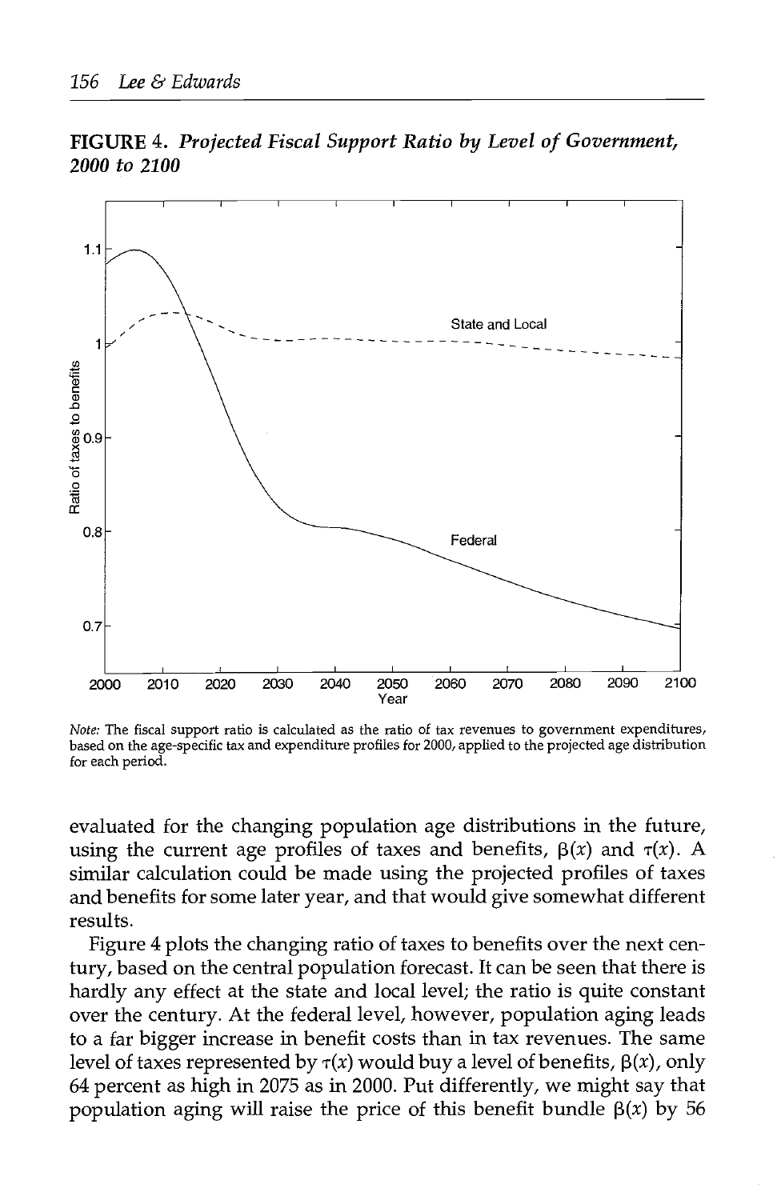**FIGURE 4.** ***Projected Fiscal Support Ratio by Level of Government, 2000 to 2100***

*Note:* The fiscal support ratio is calculated as the ratio of tax revenues to government expenditures, based on the age-specific tax and expenditure profiles for 2000, applied to the projected age distribution for each period.

evaluated for the changing population age distributions in the future, using the current age profiles of taxes and benefits, $\beta(x)$ and $\tau(x)$. A similar calculation could be made using the projected profiles of taxes and benefits for some later year, and that would give somewhat different results.

Figure 4 plots the changing ratio of taxes to benefits over the next century, based on the central population forecast. It can be seen that there is hardly any effect at the state and local level; the ratio is quite constant over the century. At the federal level, however, population aging leads to a far bigger increase in benefit costs than in tax revenues. The same level of taxes represented by $\tau(x)$ would buy a level of benefits, $\beta(x)$, only 64 percent as high in 2075 as in 2000. Put differently, we might say that population aging will raise the price of this benefit bundle $\beta(x)$ by 56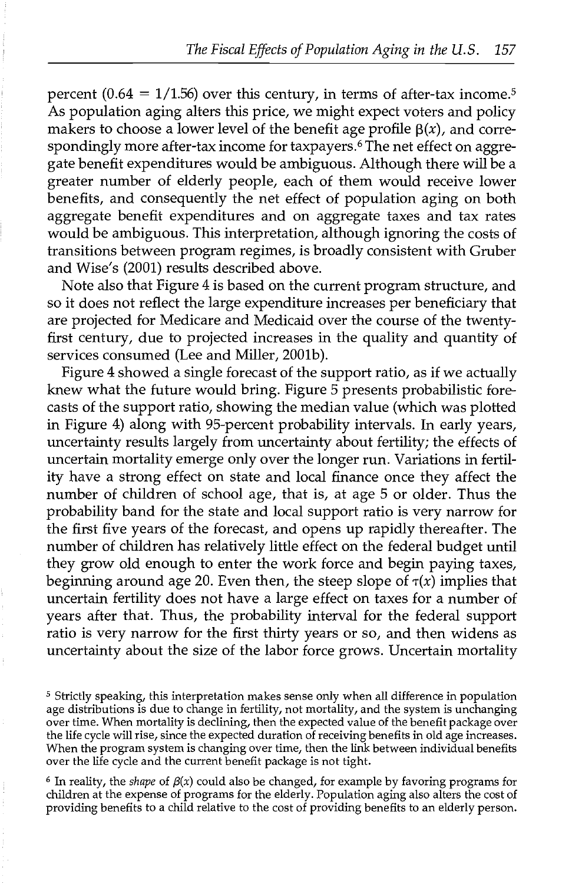percent ($0.64 = 1/1.56$) over this century, in terms of after-tax income.[5] As population aging alters this price, we might expect voters and policy makers to choose a lower level of the benefit age profile $\beta(x)$, and correspondingly more after-tax income for taxpayers.[6] The net effect on aggregate benefit expenditures would be ambiguous. Although there will be a greater number of elderly people, each of them would receive lower benefits, and consequently the net effect of population aging on both aggregate benefit expenditures and on aggregate taxes and tax rates would be ambiguous. This interpretation, although ignoring the costs of transitions between program regimes, is broadly consistent with Gruber and Wise's (2001) results described above.

Note also that Figure 4 is based on the current program structure, and so it does not reflect the large expenditure increases per beneficiary that are projected for Medicare and Medicaid over the course of the twenty-first century, due to projected increases in the quality and quantity of services consumed (Lee and Miller, 2001b).

Figure 4 showed a single forecast of the support ratio, as if we actually knew what the future would bring. Figure 5 presents probabilistic forecasts of the support ratio, showing the median value (which was plotted in Figure 4) along with 95-percent probability intervals. In early years, uncertainty results largely from uncertainty about fertility; the effects of uncertain mortality emerge only over the longer run. Variations in fertility have a strong effect on state and local finance once they affect the number of children of school age, that is, at age 5 or older. Thus the probability band for the state and local support ratio is very narrow for the first five years of the forecast, and opens up rapidly thereafter. The number of children has relatively little effect on the federal budget until they grow old enough to enter the work force and begin paying taxes, beginning around age 20. Even then, the steep slope of $\tau(x)$ implies that uncertain fertility does not have a large effect on taxes for a number of years after that. Thus, the probability interval for the federal support ratio is very narrow for the first thirty years or so, and then widens as uncertainty about the size of the labor force grows. Uncertain mortality

[5] Strictly speaking, this interpretation makes sense only when all difference in population age distributions is due to change in fertility, not mortality, and the system is unchanging over time. When mortality is declining, then the expected value of the benefit package over the life cycle will rise, since the expected duration of receiving benefits in old age increases. When the program system is changing over time, then the link between individual benefits over the life cycle and the current benefit package is not tight.

[6] In reality, the *shape* of $\beta(x)$ could also be changed, for example by favoring programs for children at the expense of programs for the elderly. Population aging also alters the cost of providing benefits to a child relative to the cost of providing benefits to an elderly person.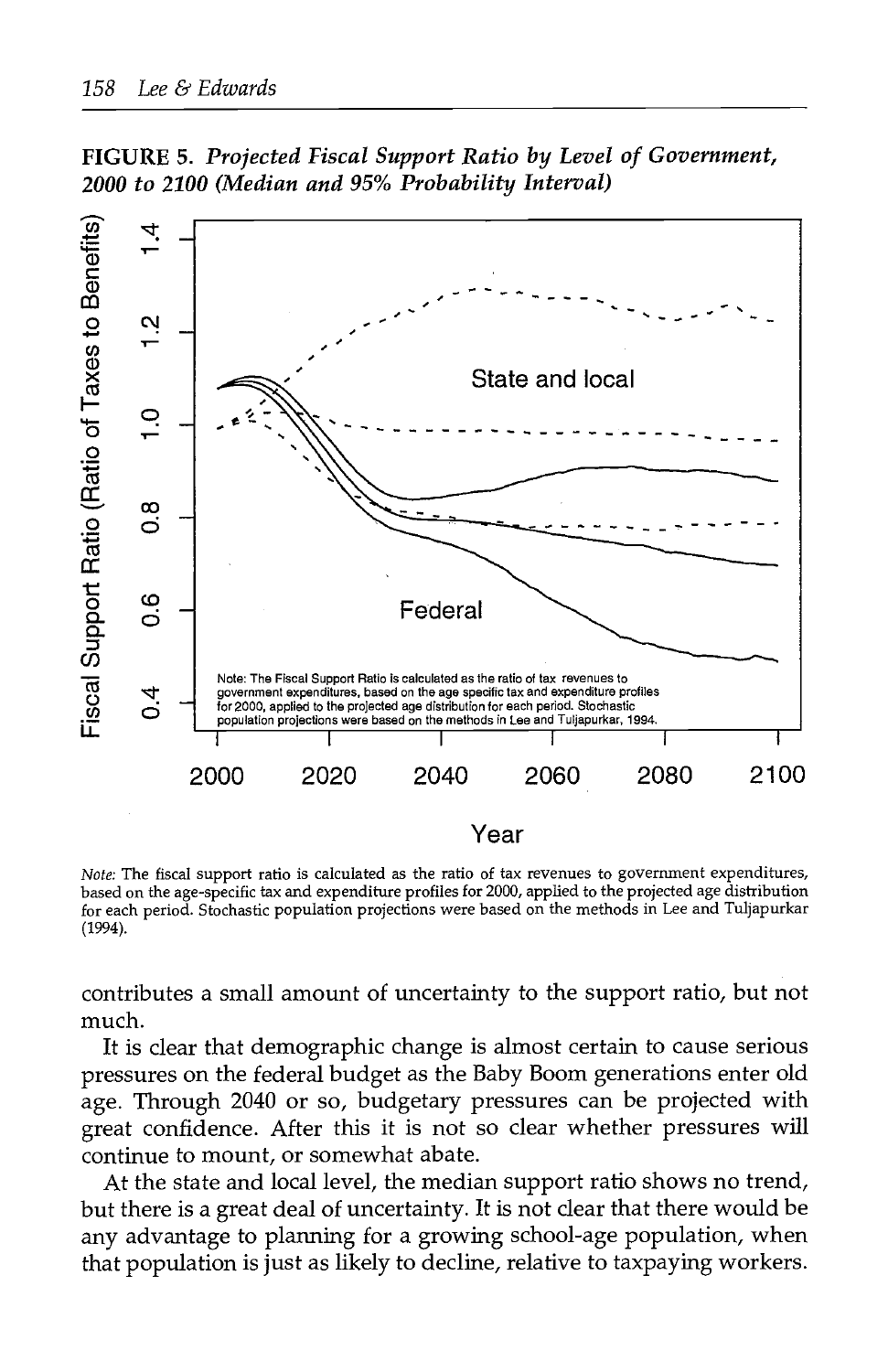**FIGURE 5. *Projected Fiscal Support Ratio by Level of Government, 2000 to 2100 (Median and 95% Probability Interval)***

*Note:* The fiscal support ratio is calculated as the ratio of tax revenues to government expenditures, based on the age-specific tax and expenditure profiles for 2000, applied to the projected age distribution for each period. Stochastic population projections were based on the methods in Lee and Tuljapurkar (1994).

contributes a small amount of uncertainty to the support ratio, but not much.

It is clear that demographic change is almost certain to cause serious pressures on the federal budget as the Baby Boom generations enter old age. Through 2040 or so, budgetary pressures can be projected with great confidence. After this it is not so clear whether pressures will continue to mount, or somewhat abate.

At the state and local level, the median support ratio shows no trend, but there is a great deal of uncertainty. It is not clear that there would be any advantage to planning for a growing school-age population, when that population is just as likely to decline, relative to taxpaying workers.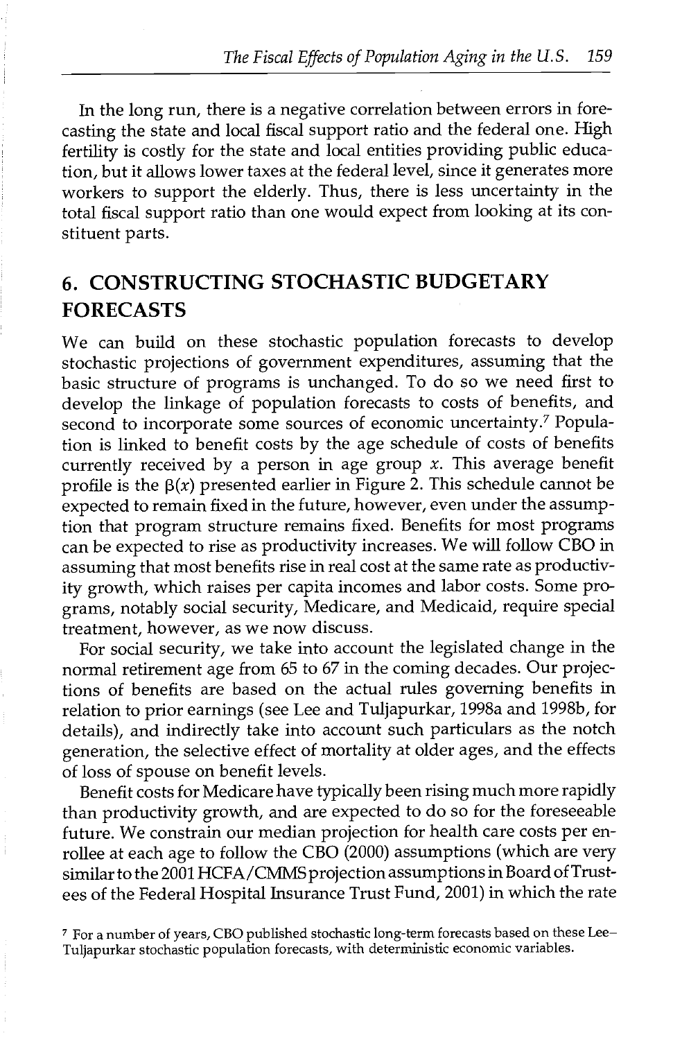In the long run, there is a negative correlation between errors in forecasting the state and local fiscal support ratio and the federal one. High fertility is costly for the state and local entities providing public education, but it allows lower taxes at the federal level, since it generates more workers to support the elderly. Thus, there is less uncertainty in the total fiscal support ratio than one would expect from looking at its constituent parts.

## 6. CONSTRUCTING STOCHASTIC BUDGETARY FORECASTS

We can build on these stochastic population forecasts to develop stochastic projections of government expenditures, assuming that the basic structure of programs is unchanged. To do so we need first to develop the linkage of population forecasts to costs of benefits, and second to incorporate some sources of economic uncertainty.[7] Population is linked to benefit costs by the age schedule of costs of benefits currently received by a person in age group $x$. This average benefit profile is the $\beta(x)$ presented earlier in Figure 2. This schedule cannot be expected to remain fixed in the future, however, even under the assumption that program structure remains fixed. Benefits for most programs can be expected to rise as productivity increases. We will follow CBO in assuming that most benefits rise in real cost at the same rate as productivity growth, which raises per capita incomes and labor costs. Some programs, notably social security, Medicare, and Medicaid, require special treatment, however, as we now discuss.

For social security, we take into account the legislated change in the normal retirement age from 65 to 67 in the coming decades. Our projections of benefits are based on the actual rules governing benefits in relation to prior earnings (see Lee and Tuljapurkar, 1998a and 1998b, for details), and indirectly take into account such particulars as the notch generation, the selective effect of mortality at older ages, and the effects of loss of spouse on benefit levels.

Benefit costs for Medicare have typically been rising much more rapidly than productivity growth, and are expected to do so for the foreseeable future. We constrain our median projection for health care costs per enrollee at each age to follow the CBO (2000) assumptions (which are very similar to the 2001 HCFA/CMMS projection assumptions in Board of Trustees of the Federal Hospital Insurance Trust Fund, 2001) in which the rate

[7] For a number of years, CBO published stochastic long-term forecasts based on these Lee–Tuljapurkar stochastic population forecasts, with deterministic economic variables.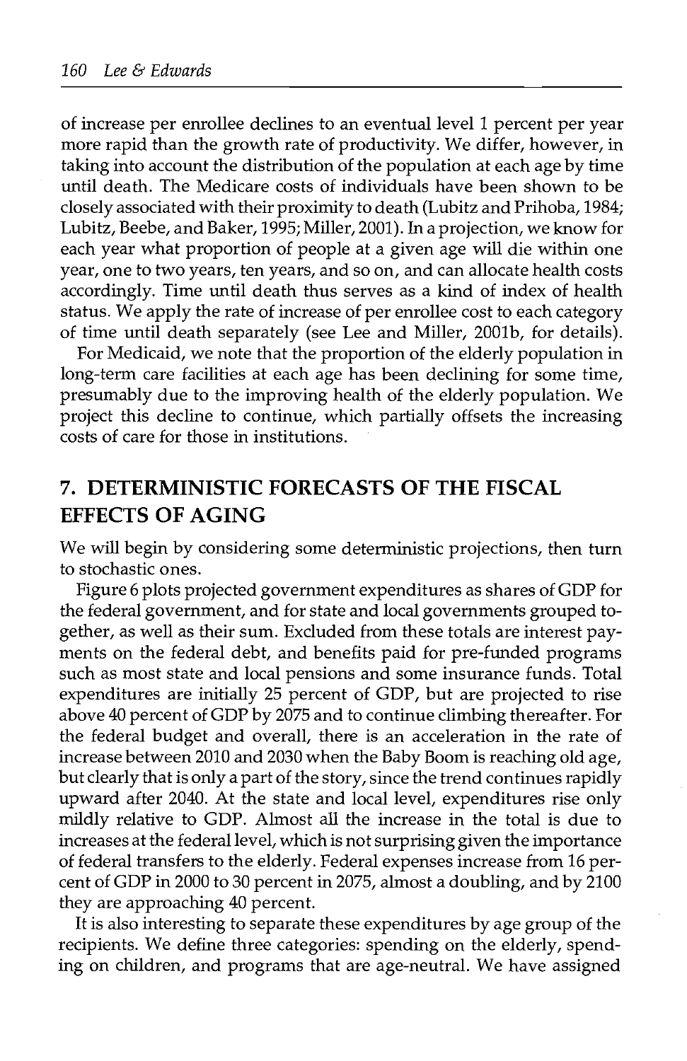of increase per enrollee declines to an eventual level 1 percent per year more rapid than the growth rate of productivity. We differ, however, in taking into account the distribution of the population at each age by time until death. The Medicare costs of individuals have been shown to be closely associated with their proximity to death (Lubitz and Prihoba, 1984; Lubitz, Beebe, and Baker, 1995; Miller, 2001). In a projection, we know for each year what proportion of people at a given age will die within one year, one to two years, ten years, and so on, and can allocate health costs accordingly. Time until death thus serves as a kind of index of health status. We apply the rate of increase of per enrollee cost to each category of time until death separately (see Lee and Miller, 2001b, for details).

For Medicaid, we note that the proportion of the elderly population in long-term care facilities at each age has been declining for some time, presumably due to the improving health of the elderly population. We project this decline to continue, which partially offsets the increasing costs of care for those in institutions.

## 7. DETERMINISTIC FORECASTS OF THE FISCAL EFFECTS OF AGING

We will begin by considering some deterministic projections, then turn to stochastic ones.

Figure 6 plots projected government expenditures as shares of GDP for the federal government, and for state and local governments grouped together, as well as their sum. Excluded from these totals are interest payments on the federal debt, and benefits paid for pre-funded programs such as most state and local pensions and some insurance funds. Total expenditures are initially 25 percent of GDP, but are projected to rise above 40 percent of GDP by 2075 and to continue climbing thereafter. For the federal budget and overall, there is an acceleration in the rate of increase between 2010 and 2030 when the Baby Boom is reaching old age, but clearly that is only a part of the story, since the trend continues rapidly upward after 2040. At the state and local level, expenditures rise only mildly relative to GDP. Almost all the increase in the total is due to increases at the federal level, which is not surprising given the importance of federal transfers to the elderly. Federal expenses increase from 16 percent of GDP in 2000 to 30 percent in 2075, almost a doubling, and by 2100 they are approaching 40 percent.

It is also interesting to separate these expenditures by age group of the recipients. We define three categories: spending on the elderly, spending on children, and programs that are age-neutral. We have assigned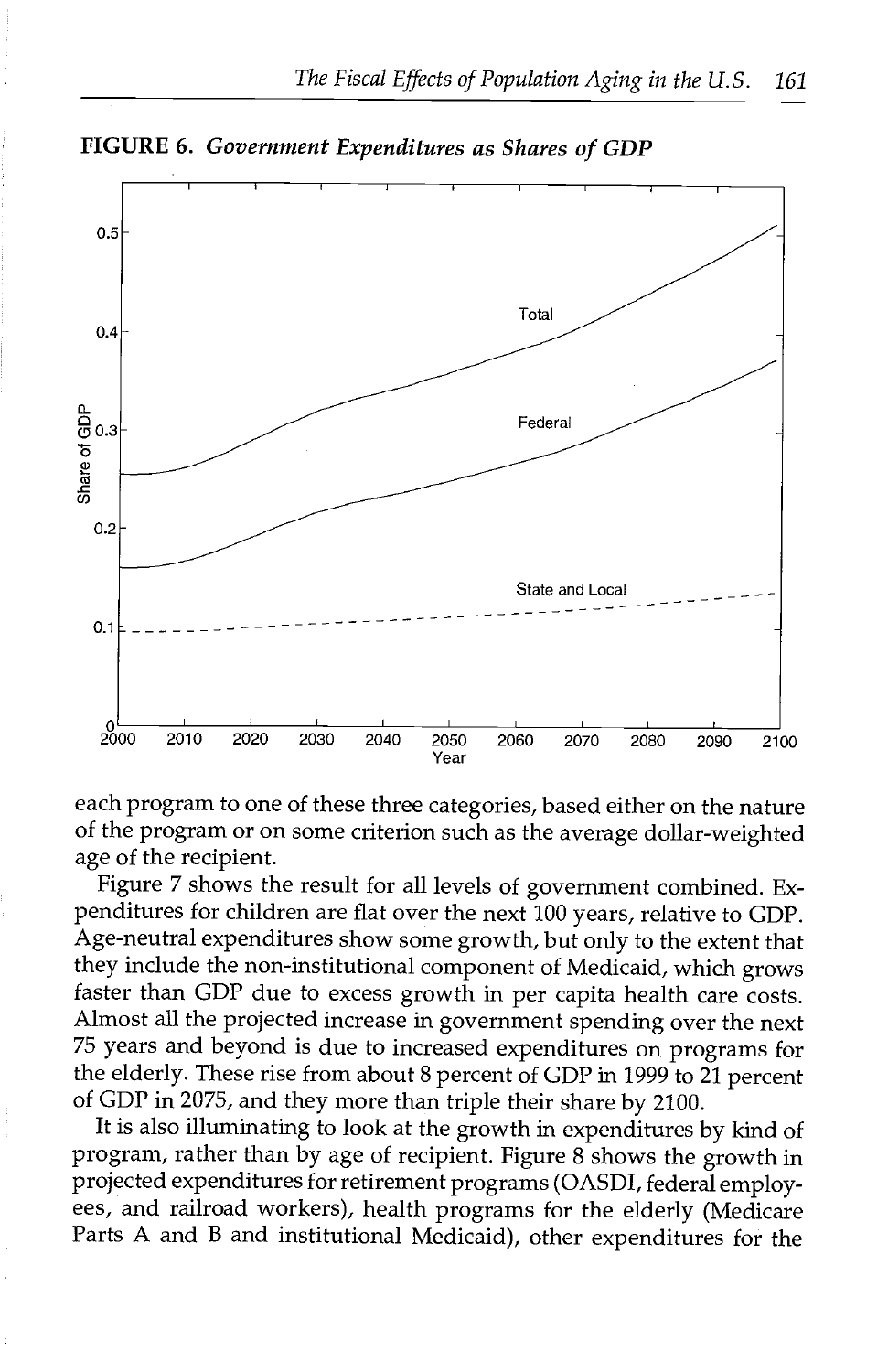**FIGURE 6.** *Government Expenditures as Shares of GDP*

each program to one of these three categories, based either on the nature of the program or on some criterion such as the average dollar-weighted age of the recipient.

Figure 7 shows the result for all levels of government combined. Expenditures for children are flat over the next 100 years, relative to GDP. Age-neutral expenditures show some growth, but only to the extent that they include the non-institutional component of Medicaid, which grows faster than GDP due to excess growth in per capita health care costs. Almost all the projected increase in government spending over the next 75 years and beyond is due to increased expenditures on programs for the elderly. These rise from about 8 percent of GDP in 1999 to 21 percent of GDP in 2075, and they more than triple their share by 2100.

It is also illuminating to look at the growth in expenditures by kind of program, rather than by age of recipient. Figure 8 shows the growth in projected expenditures for retirement programs (OASDI, federal employees, and railroad workers), health programs for the elderly (Medicare Parts A and B and institutional Medicaid), other expenditures for the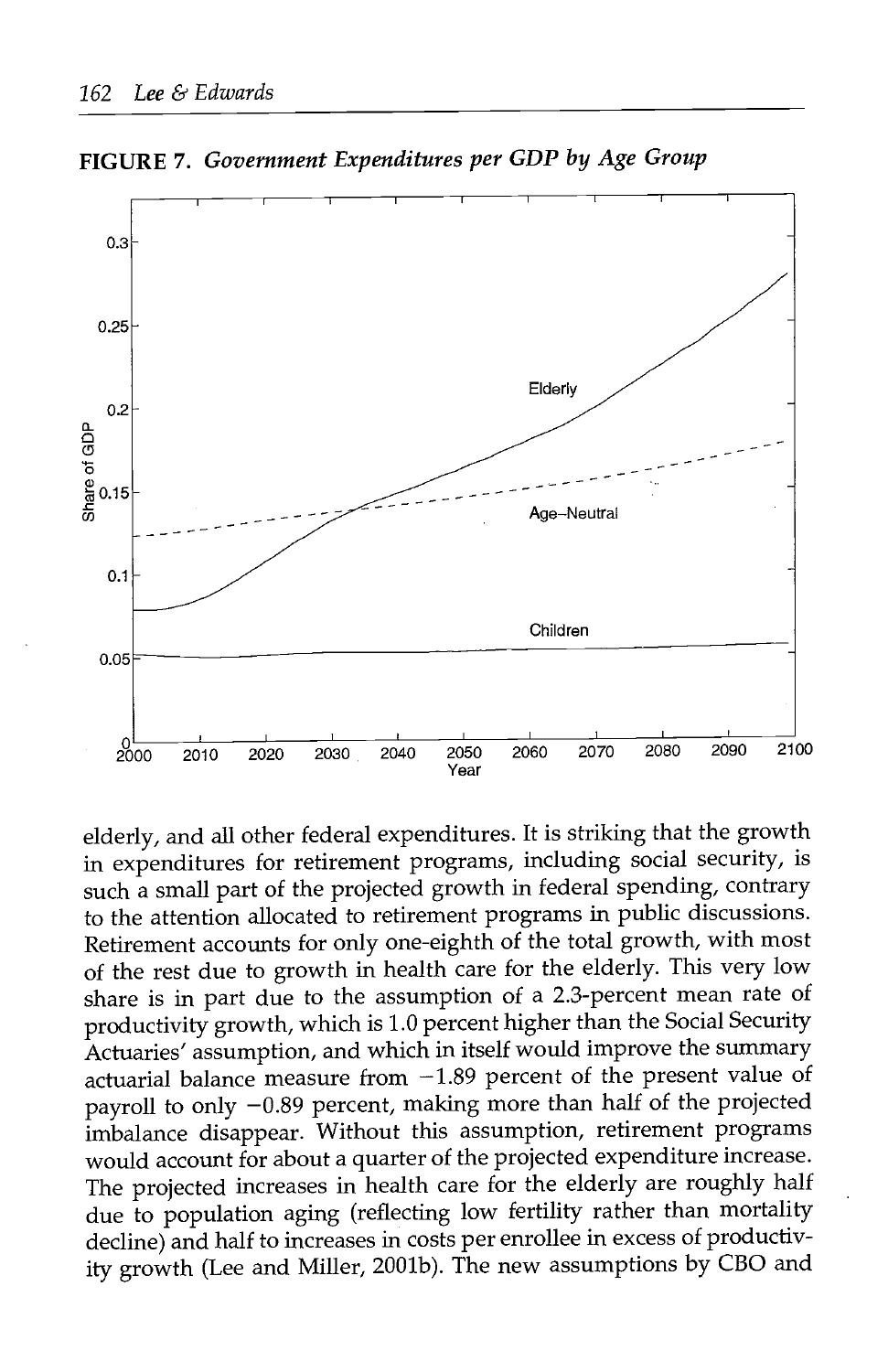**FIGURE 7.** ***Government Expenditures per GDP by Age Group***

elderly, and all other federal expenditures. It is striking that the growth in expenditures for retirement programs, including social security, is such a small part of the projected growth in federal spending, contrary to the attention allocated to retirement programs in public discussions. Retirement accounts for only one-eighth of the total growth, with most of the rest due to growth in health care for the elderly. This very low share is in part due to the assumption of a 2.3-percent mean rate of productivity growth, which is 1.0 percent higher than the Social Security Actuaries' assumption, and which in itself would improve the summary actuarial balance measure from −1.89 percent of the present value of payroll to only −0.89 percent, making more than half of the projected imbalance disappear. Without this assumption, retirement programs would account for about a quarter of the projected expenditure increase. The projected increases in health care for the elderly are roughly half due to population aging (reflecting low fertility rather than mortality decline) and half to increases in costs per enrollee in excess of productivity growth (Lee and Miller, 2001b). The new assumptions by CBO and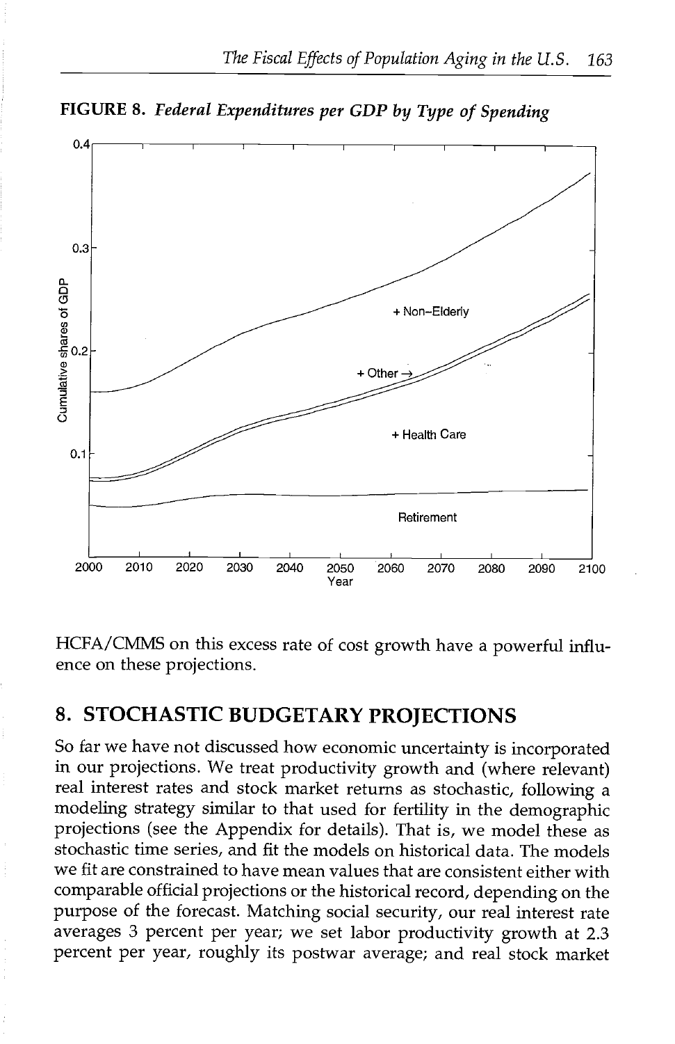**FIGURE 8.** *Federal Expenditures per GDP by Type of Spending*

HCFA/CMMS on this excess rate of cost growth have a powerful influence on these projections.

## 8. STOCHASTIC BUDGETARY PROJECTIONS

So far we have not discussed how economic uncertainty is incorporated in our projections. We treat productivity growth and (where relevant) real interest rates and stock market returns as stochastic, following a modeling strategy similar to that used for fertility in the demographic projections (see the Appendix for details). That is, we model these as stochastic time series, and fit the models on historical data. The models we fit are constrained to have mean values that are consistent either with comparable official projections or the historical record, depending on the purpose of the forecast. Matching social security, our real interest rate averages 3 percent per year; we set labor productivity growth at 2.3 percent per year, roughly its postwar average; and real stock market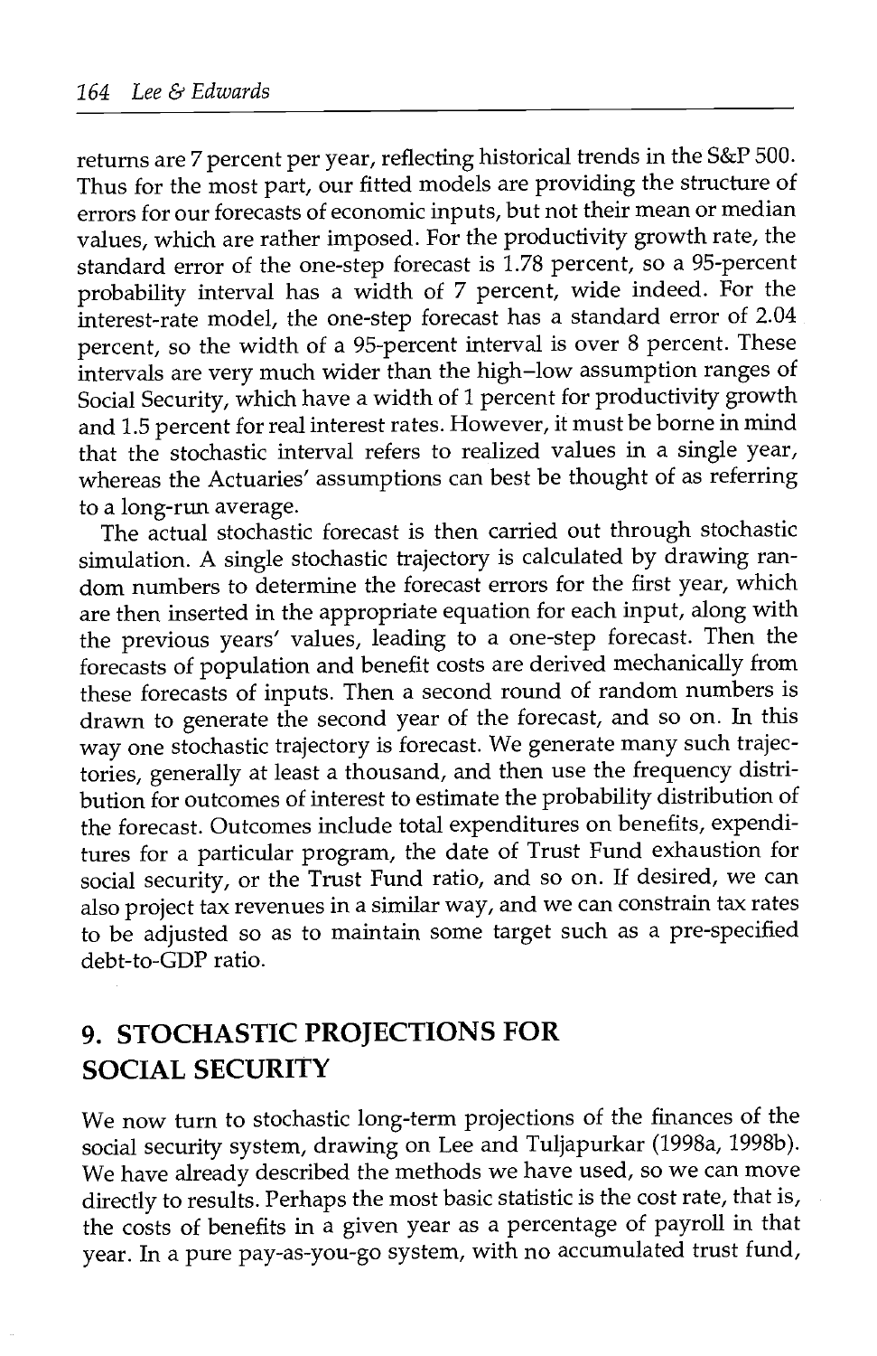returns are 7 percent per year, reflecting historical trends in the S&P 500. Thus for the most part, our fitted models are providing the structure of errors for our forecasts of economic inputs, but not their mean or median values, which are rather imposed. For the productivity growth rate, the standard error of the one-step forecast is 1.78 percent, so a 95-percent probability interval has a width of 7 percent, wide indeed. For the interest-rate model, the one-step forecast has a standard error of 2.04 percent, so the width of a 95-percent interval is over 8 percent. These intervals are very much wider than the high–low assumption ranges of Social Security, which have a width of 1 percent for productivity growth and 1.5 percent for real interest rates. However, it must be borne in mind that the stochastic interval refers to realized values in a single year, whereas the Actuaries' assumptions can best be thought of as referring to a long-run average.

The actual stochastic forecast is then carried out through stochastic simulation. A single stochastic trajectory is calculated by drawing random numbers to determine the forecast errors for the first year, which are then inserted in the appropriate equation for each input, along with the previous years' values, leading to a one-step forecast. Then the forecasts of population and benefit costs are derived mechanically from these forecasts of inputs. Then a second round of random numbers is drawn to generate the second year of the forecast, and so on. In this way one stochastic trajectory is forecast. We generate many such trajectories, generally at least a thousand, and then use the frequency distribution for outcomes of interest to estimate the probability distribution of the forecast. Outcomes include total expenditures on benefits, expenditures for a particular program, the date of Trust Fund exhaustion for social security, or the Trust Fund ratio, and so on. If desired, we can also project tax revenues in a similar way, and we can constrain tax rates to be adjusted so as to maintain some target such as a pre-specified debt-to-GDP ratio.

## 9. STOCHASTIC PROJECTIONS FOR SOCIAL SECURITY

We now turn to stochastic long-term projections of the finances of the social security system, drawing on Lee and Tuljapurkar (1998a, 1998b). We have already described the methods we have used, so we can move directly to results. Perhaps the most basic statistic is the cost rate, that is, the costs of benefits in a given year as a percentage of payroll in that year. In a pure pay-as-you-go system, with no accumulated trust fund,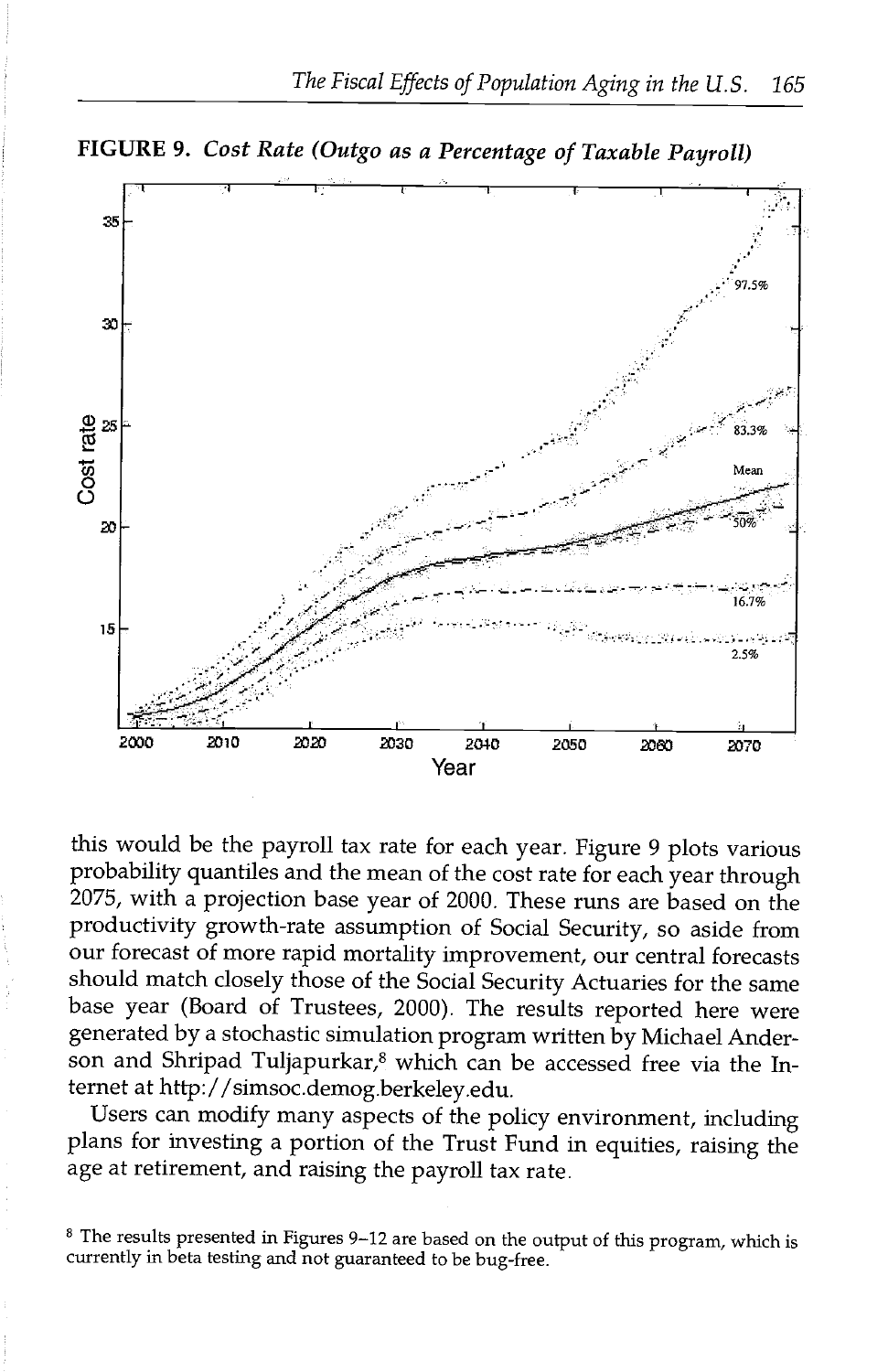**FIGURE 9.** *Cost Rate (Outgo as a Percentage of Taxable Payroll)*

this would be the payroll tax rate for each year. Figure 9 plots various probability quantiles and the mean of the cost rate for each year through 2075, with a projection base year of 2000. These runs are based on the productivity growth-rate assumption of Social Security, so aside from our forecast of more rapid mortality improvement, our central forecasts should match closely those of the Social Security Actuaries for the same base year (Board of Trustees, 2000). The results reported here were generated by a stochastic simulation program written by Michael Anderson and Shripad Tuljapurkar,[8] which can be accessed free via the Internet at http://simsoc.demog.berkeley.edu.

Users can modify many aspects of the policy environment, including plans for investing a portion of the Trust Fund in equities, raising the age at retirement, and raising the payroll tax rate.

[8] The results presented in Figures 9–12 are based on the output of this program, which is currently in beta testing and not guaranteed to be bug-free.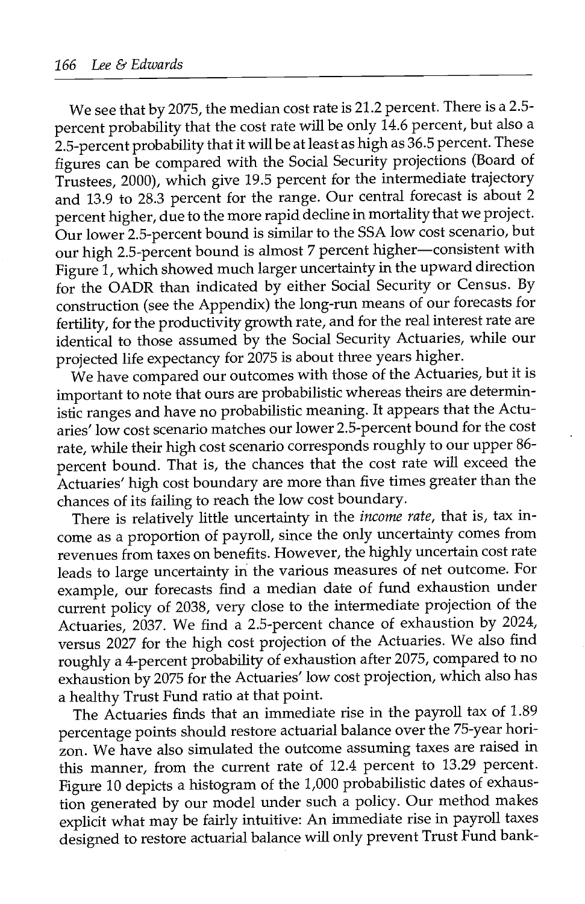We see that by 2075, the median cost rate is 21.2 percent. There is a 2.5-percent probability that the cost rate will be only 14.6 percent, but also a 2.5-percent probability that it will be at least as high as 36.5 percent. These figures can be compared with the Social Security projections (Board of Trustees, 2000), which give 19.5 percent for the intermediate trajectory and 13.9 to 28.3 percent for the range. Our central forecast is about 2 percent higher, due to the more rapid decline in mortality that we project. Our lower 2.5-percent bound is similar to the SSA low cost scenario, but our high 2.5-percent bound is almost 7 percent higher—consistent with Figure 1, which showed much larger uncertainty in the upward direction for the OADR than indicated by either Social Security or Census. By construction (see the Appendix) the long-run means of our forecasts for fertility, for the productivity growth rate, and for the real interest rate are identical to those assumed by the Social Security Actuaries, while our projected life expectancy for 2075 is about three years higher.

We have compared our outcomes with those of the Actuaries, but it is important to note that ours are probabilistic whereas theirs are deterministic ranges and have no probabilistic meaning. It appears that the Actuaries' low cost scenario matches our lower 2.5-percent bound for the cost rate, while their high cost scenario corresponds roughly to our upper 86-percent bound. That is, the chances that the cost rate will exceed the Actuaries' high cost boundary are more than five times greater than the chances of its failing to reach the low cost boundary.

There is relatively little uncertainty in the *income rate*, that is, tax income as a proportion of payroll, since the only uncertainty comes from revenues from taxes on benefits. However, the highly uncertain cost rate leads to large uncertainty in the various measures of net outcome. For example, our forecasts find a median date of fund exhaustion under current policy of 2038, very close to the intermediate projection of the Actuaries, 2037. We find a 2.5-percent chance of exhaustion by 2024, versus 2027 for the high cost projection of the Actuaries. We also find roughly a 4-percent probability of exhaustion after 2075, compared to no exhaustion by 2075 for the Actuaries' low cost projection, which also has a healthy Trust Fund ratio at that point.

The Actuaries finds that an immediate rise in the payroll tax of 1.89 percentage points should restore actuarial balance over the 75-year horizon. We have also simulated the outcome assuming taxes are raised in this manner, from the current rate of 12.4 percent to 13.29 percent. Figure 10 depicts a histogram of the 1,000 probabilistic dates of exhaustion generated by our model under such a policy. Our method makes explicit what may be fairly intuitive: An immediate rise in payroll taxes designed to restore actuarial balance will only prevent Trust Fund bank-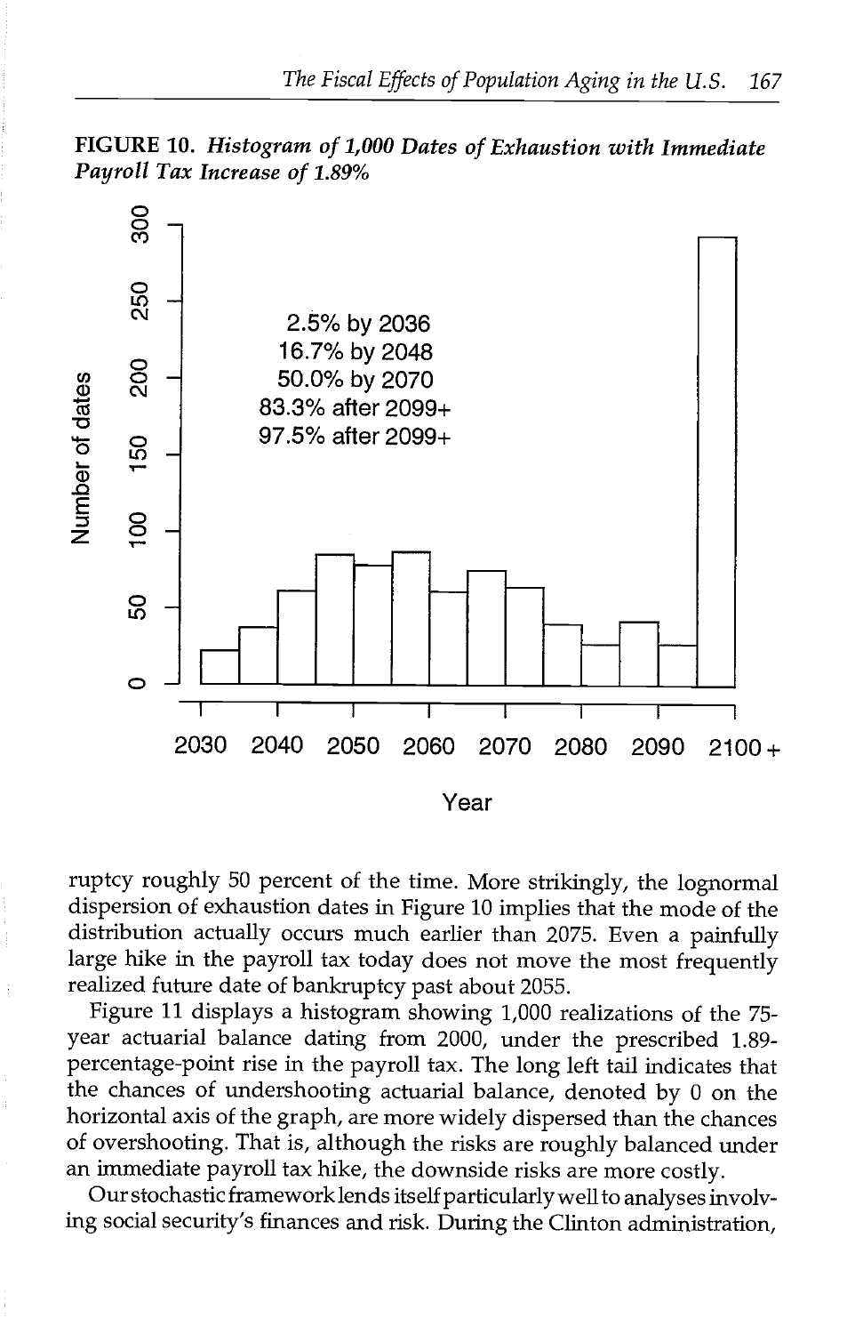**FIGURE 10.** *Histogram of 1,000 Dates of Exhaustion with Immediate Payroll Tax Increase of 1.89%*

ruptcy roughly 50 percent of the time. More strikingly, the lognormal dispersion of exhaustion dates in Figure 10 implies that the mode of the distribution actually occurs much earlier than 2075. Even a painfully large hike in the payroll tax today does not move the most frequently realized future date of bankruptcy past about 2055.

Figure 11 displays a histogram showing 1,000 realizations of the 75-year actuarial balance dating from 2000, under the prescribed 1.89-percentage-point rise in the payroll tax. The long left tail indicates that the chances of undershooting actuarial balance, denoted by 0 on the horizontal axis of the graph, are more widely dispersed than the chances of overshooting. That is, although the risks are roughly balanced under an immediate payroll tax hike, the downside risks are more costly.

Our stochastic framework lends itself particularly well to analyses involving social security's finances and risk. During the Clinton administration,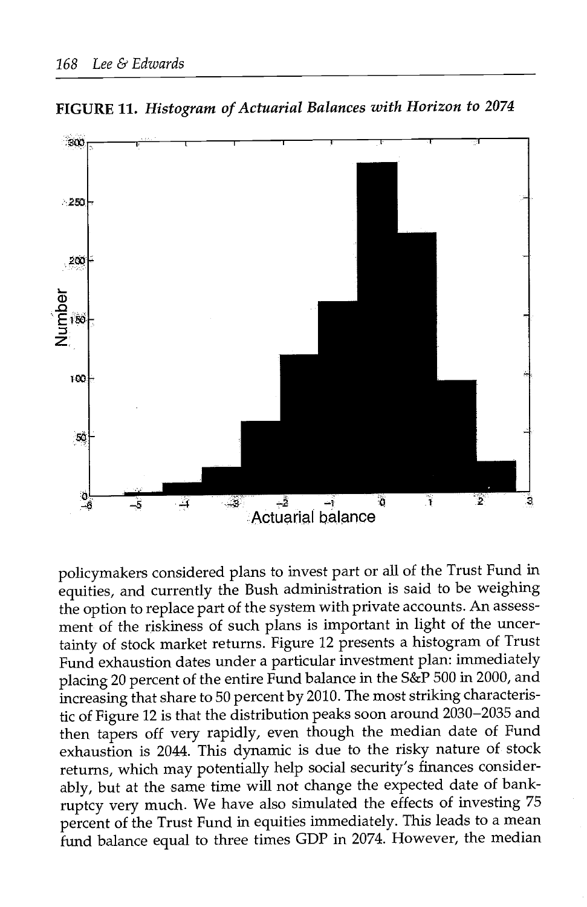**FIGURE 11.** *Histogram of Actuarial Balances with Horizon to 2074*

policymakers considered plans to invest part or all of the Trust Fund in equities, and currently the Bush administration is said to be weighing the option to replace part of the system with private accounts. An assessment of the riskiness of such plans is important in light of the uncertainty of stock market returns. Figure 12 presents a histogram of Trust Fund exhaustion dates under a particular investment plan: immediately placing 20 percent of the entire Fund balance in the S&P 500 in 2000, and increasing that share to 50 percent by 2010. The most striking characteristic of Figure 12 is that the distribution peaks soon around 2030–2035 and then tapers off very rapidly, even though the median date of Fund exhaustion is 2044. This dynamic is due to the risky nature of stock returns, which may potentially help social security's finances considerably, but at the same time will not change the expected date of bankruptcy very much. We have also simulated the effects of investing 75 percent of the Trust Fund in equities immediately. This leads to a mean fund balance equal to three times GDP in 2074. However, the median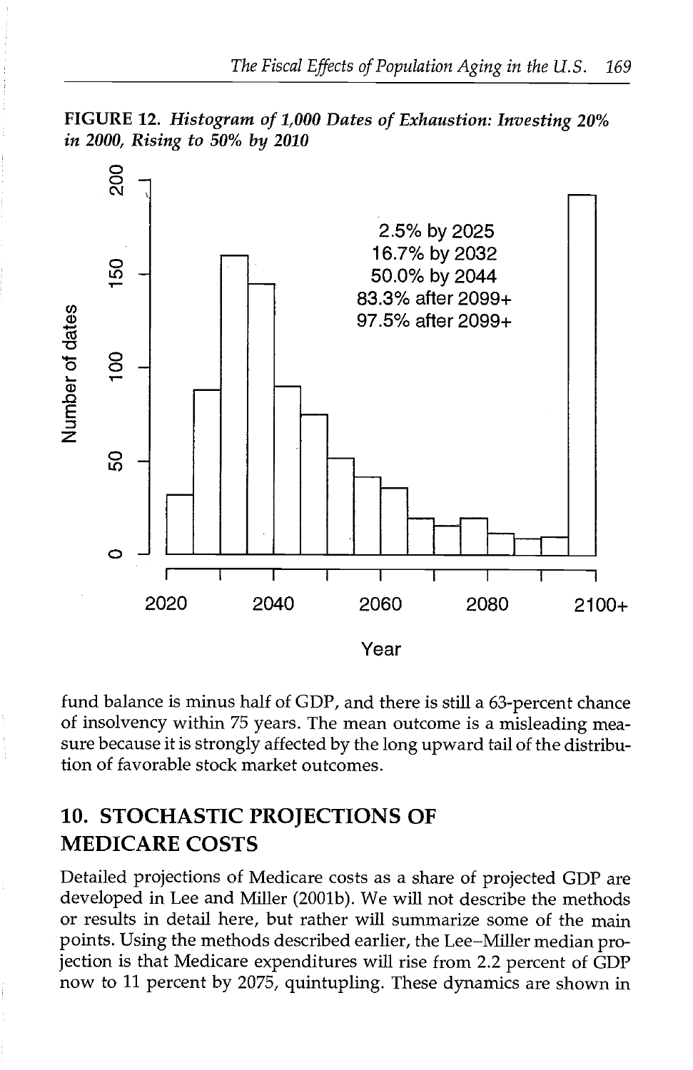**FIGURE 12.** ***Histogram of 1,000 Dates of Exhaustion: Investing 20% in 2000, Rising to 50% by 2010***

fund balance is minus half of GDP, and there is still a 63-percent chance of insolvency within 75 years. The mean outcome is a misleading measure because it is strongly affected by the long upward tail of the distribution of favorable stock market outcomes.

## 10. STOCHASTIC PROJECTIONS OF MEDICARE COSTS

Detailed projections of Medicare costs as a share of projected GDP are developed in Lee and Miller (2001b). We will not describe the methods or results in detail here, but rather will summarize some of the main points. Using the methods described earlier, the Lee–Miller median projection is that Medicare expenditures will rise from 2.2 percent of GDP now to 11 percent by 2075, quintupling. These dynamics are shown in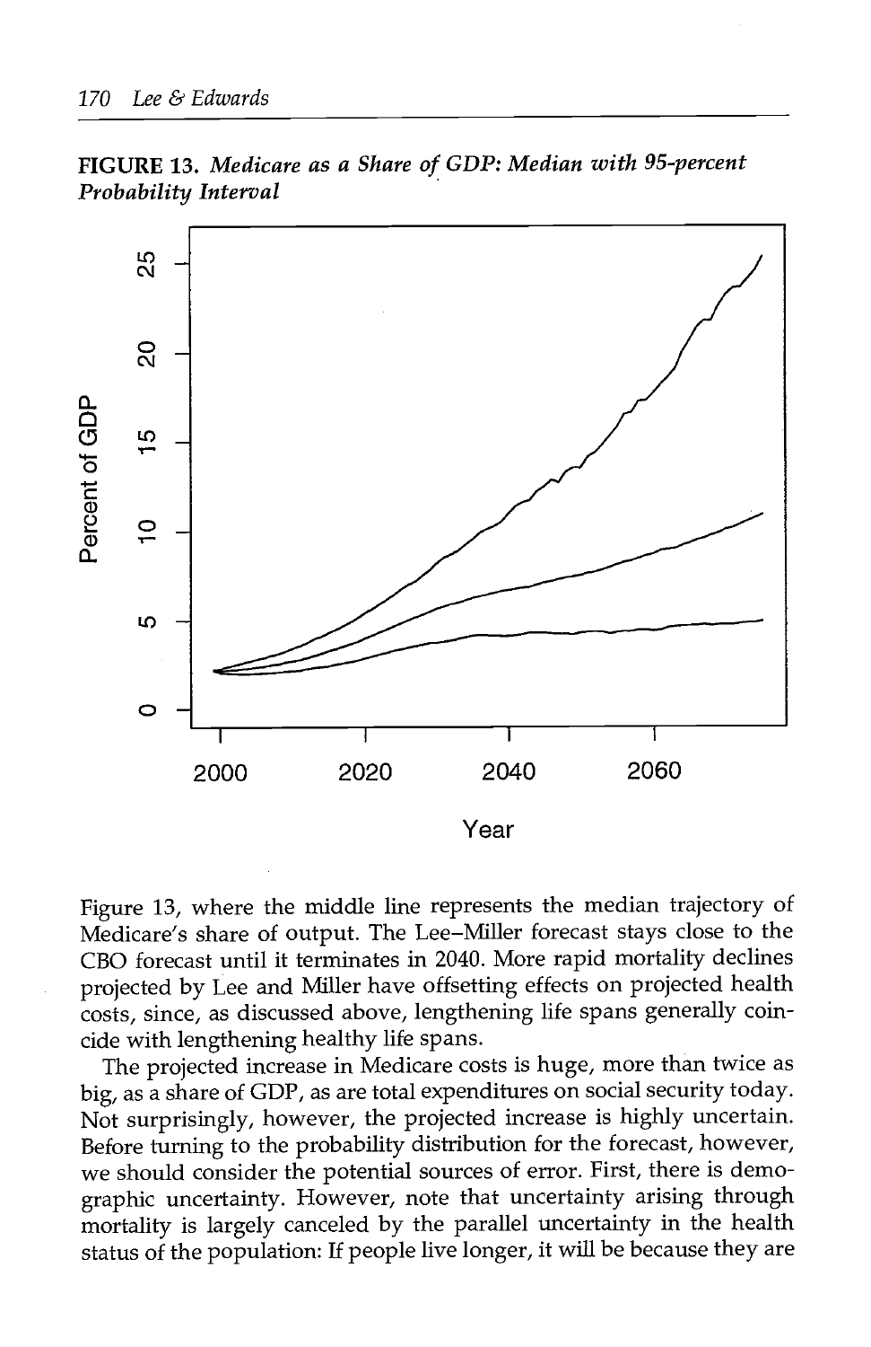**FIGURE 13.** *Medicare as a Share of GDP: Median with 95-percent Probability Interval*

Figure 13, where the middle line represents the median trajectory of Medicare's share of output. The Lee–Miller forecast stays close to the CBO forecast until it terminates in 2040. More rapid mortality declines projected by Lee and Miller have offsetting effects on projected health costs, since, as discussed above, lengthening life spans generally coincide with lengthening healthy life spans.

The projected increase in Medicare costs is huge, more than twice as big, as a share of GDP, as are total expenditures on social security today. Not surprisingly, however, the projected increase is highly uncertain. Before turning to the probability distribution for the forecast, however, we should consider the potential sources of error. First, there is demographic uncertainty. However, note that uncertainty arising through mortality is largely canceled by the parallel uncertainty in the health status of the population: If people live longer, it will be because they are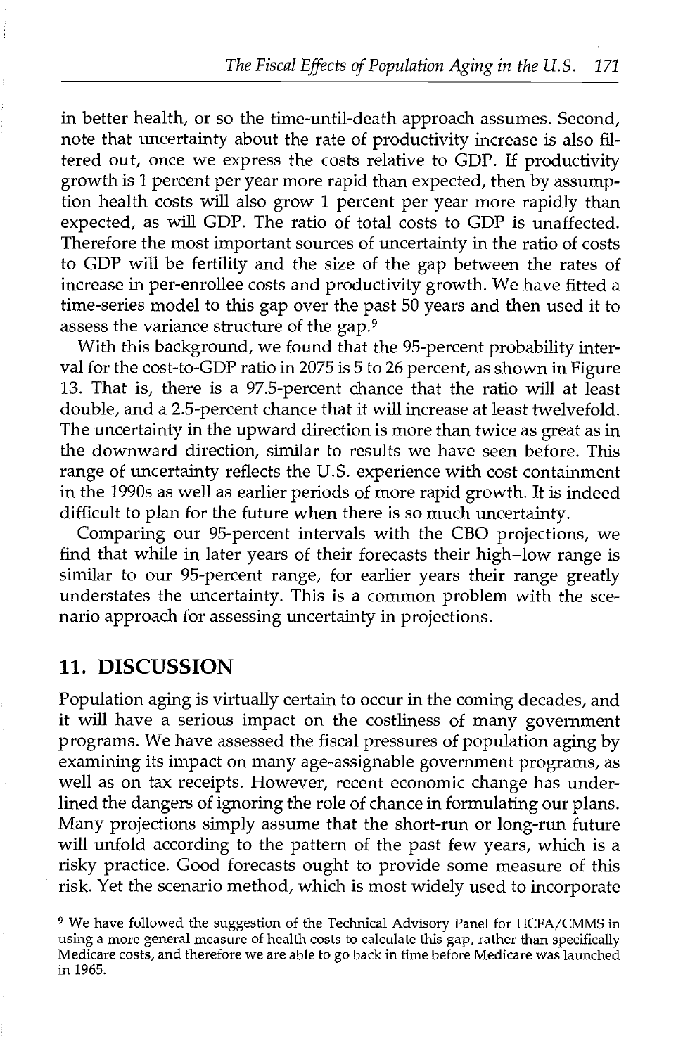in better health, or so the time-until-death approach assumes. Second, note that uncertainty about the rate of productivity increase is also filtered out, once we express the costs relative to GDP. If productivity growth is 1 percent per year more rapid than expected, then by assumption health costs will also grow 1 percent per year more rapidly than expected, as will GDP. The ratio of total costs to GDP is unaffected. Therefore the most important sources of uncertainty in the ratio of costs to GDP will be fertility and the size of the gap between the rates of increase in per-enrollee costs and productivity growth. We have fitted a time-series model to this gap over the past 50 years and then used it to assess the variance structure of the gap.[9]

With this background, we found that the 95-percent probability interval for the cost-to-GDP ratio in 2075 is 5 to 26 percent, as shown in Figure 13. That is, there is a 97.5-percent chance that the ratio will at least double, and a 2.5-percent chance that it will increase at least twelvefold. The uncertainty in the upward direction is more than twice as great as in the downward direction, similar to results we have seen before. This range of uncertainty reflects the U.S. experience with cost containment in the 1990s as well as earlier periods of more rapid growth. It is indeed difficult to plan for the future when there is so much uncertainty.

Comparing our 95-percent intervals with the CBO projections, we find that while in later years of their forecasts their high–low range is similar to our 95-percent range, for earlier years their range greatly understates the uncertainty. This is a common problem with the scenario approach for assessing uncertainty in projections.

## 11. DISCUSSION

Population aging is virtually certain to occur in the coming decades, and it will have a serious impact on the costliness of many government programs. We have assessed the fiscal pressures of population aging by examining its impact on many age-assignable government programs, as well as on tax receipts. However, recent economic change has underlined the dangers of ignoring the role of chance in formulating our plans. Many projections simply assume that the short-run or long-run future will unfold according to the pattern of the past few years, which is a risky practice. Good forecasts ought to provide some measure of this risk. Yet the scenario method, which is most widely used to incorporate

[9] We have followed the suggestion of the Technical Advisory Panel for HCFA/CMMS in using a more general measure of health costs to calculate this gap, rather than specifically Medicare costs, and therefore we are able to go back in time before Medicare was launched in 1965.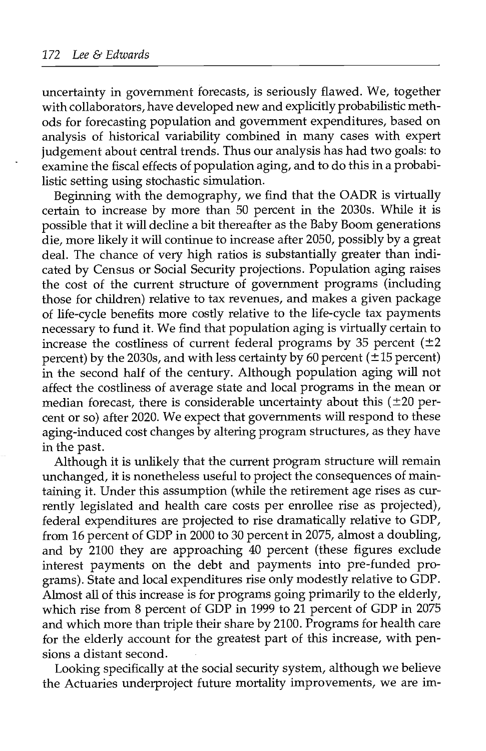uncertainty in government forecasts, is seriously flawed. We, together with collaborators, have developed new and explicitly probabilistic methods for forecasting population and government expenditures, based on analysis of historical variability combined in many cases with expert judgement about central trends. Thus our analysis has had two goals: to examine the fiscal effects of population aging, and to do this in a probabilistic setting using stochastic simulation.

Beginning with the demography, we find that the OADR is virtually certain to increase by more than 50 percent in the 2030s. While it is possible that it will decline a bit thereafter as the Baby Boom generations die, more likely it will continue to increase after 2050, possibly by a great deal. The chance of very high ratios is substantially greater than indicated by Census or Social Security projections. Population aging raises the cost of the current structure of government programs (including those for children) relative to tax revenues, and makes a given package of life-cycle benefits more costly relative to the life-cycle tax payments necessary to fund it. We find that population aging is virtually certain to increase the costliness of current federal programs by 35 percent ($\pm 2$ percent) by the 2030s, and with less certainty by 60 percent ($\pm 15$ percent) in the second half of the century. Although population aging will not affect the costliness of average state and local programs in the mean or median forecast, there is considerable uncertainty about this ($\pm 20$ percent or so) after 2020. We expect that governments will respond to these aging-induced cost changes by altering program structures, as they have in the past.

Although it is unlikely that the current program structure will remain unchanged, it is nonetheless useful to project the consequences of maintaining it. Under this assumption (while the retirement age rises as currently legislated and health care costs per enrollee rise as projected), federal expenditures are projected to rise dramatically relative to GDP, from 16 percent of GDP in 2000 to 30 percent in 2075, almost a doubling, and by 2100 they are approaching 40 percent (these figures exclude interest payments on the debt and payments into pre-funded programs). State and local expenditures rise only modestly relative to GDP. Almost all of this increase is for programs going primarily to the elderly, which rise from 8 percent of GDP in 1999 to 21 percent of GDP in 2075 and which more than triple their share by 2100. Programs for health care for the elderly account for the greatest part of this increase, with pensions a distant second.

Looking specifically at the social security system, although we believe the Actuaries underproject future mortality improvements, we are im-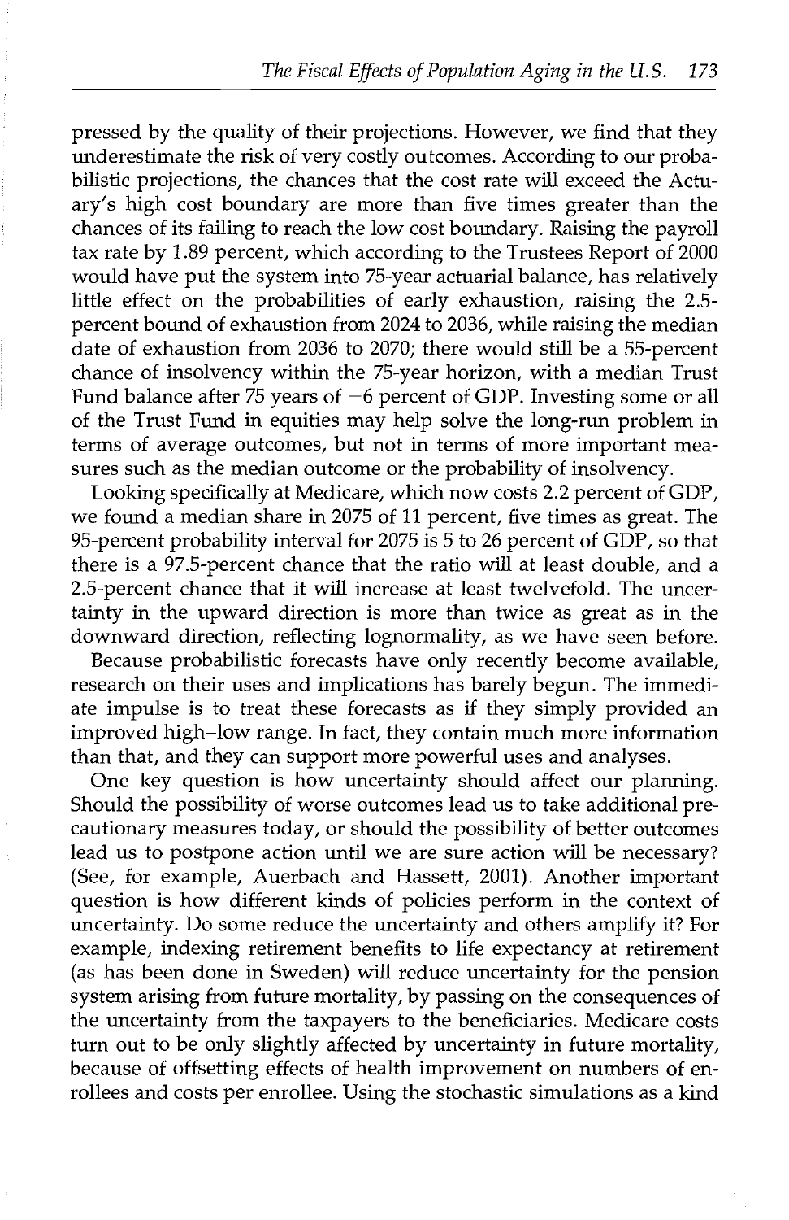pressed by the quality of their projections. However, we find that they underestimate the risk of very costly outcomes. According to our probabilistic projections, the chances that the cost rate will exceed the Actuary's high cost boundary are more than five times greater than the chances of its failing to reach the low cost boundary. Raising the payroll tax rate by 1.89 percent, which according to the Trustees Report of 2000 would have put the system into 75-year actuarial balance, has relatively little effect on the probabilities of early exhaustion, raising the 2.5-percent bound of exhaustion from 2024 to 2036, while raising the median date of exhaustion from 2036 to 2070; there would still be a 55-percent chance of insolvency within the 75-year horizon, with a median Trust Fund balance after 75 years of −6 percent of GDP. Investing some or all of the Trust Fund in equities may help solve the long-run problem in terms of average outcomes, but not in terms of more important measures such as the median outcome or the probability of insolvency.

Looking specifically at Medicare, which now costs 2.2 percent of GDP, we found a median share in 2075 of 11 percent, five times as great. The 95-percent probability interval for 2075 is 5 to 26 percent of GDP, so that there is a 97.5-percent chance that the ratio will at least double, and a 2.5-percent chance that it will increase at least twelvefold. The uncertainty in the upward direction is more than twice as great as in the downward direction, reflecting lognormality, as we have seen before.

Because probabilistic forecasts have only recently become available, research on their uses and implications has barely begun. The immediate impulse is to treat these forecasts as if they simply provided an improved high–low range. In fact, they contain much more information than that, and they can support more powerful uses and analyses.

One key question is how uncertainty should affect our planning. Should the possibility of worse outcomes lead us to take additional precautionary measures today, or should the possibility of better outcomes lead us to postpone action until we are sure action will be necessary? (See, for example, Auerbach and Hassett, 2001). Another important question is how different kinds of policies perform in the context of uncertainty. Do some reduce the uncertainty and others amplify it? For example, indexing retirement benefits to life expectancy at retirement (as has been done in Sweden) will reduce uncertainty for the pension system arising from future mortality, by passing on the consequences of the uncertainty from the taxpayers to the beneficiaries. Medicare costs turn out to be only slightly affected by uncertainty in future mortality, because of offsetting effects of health improvement on numbers of enrollees and costs per enrollee. Using the stochastic simulations as a kind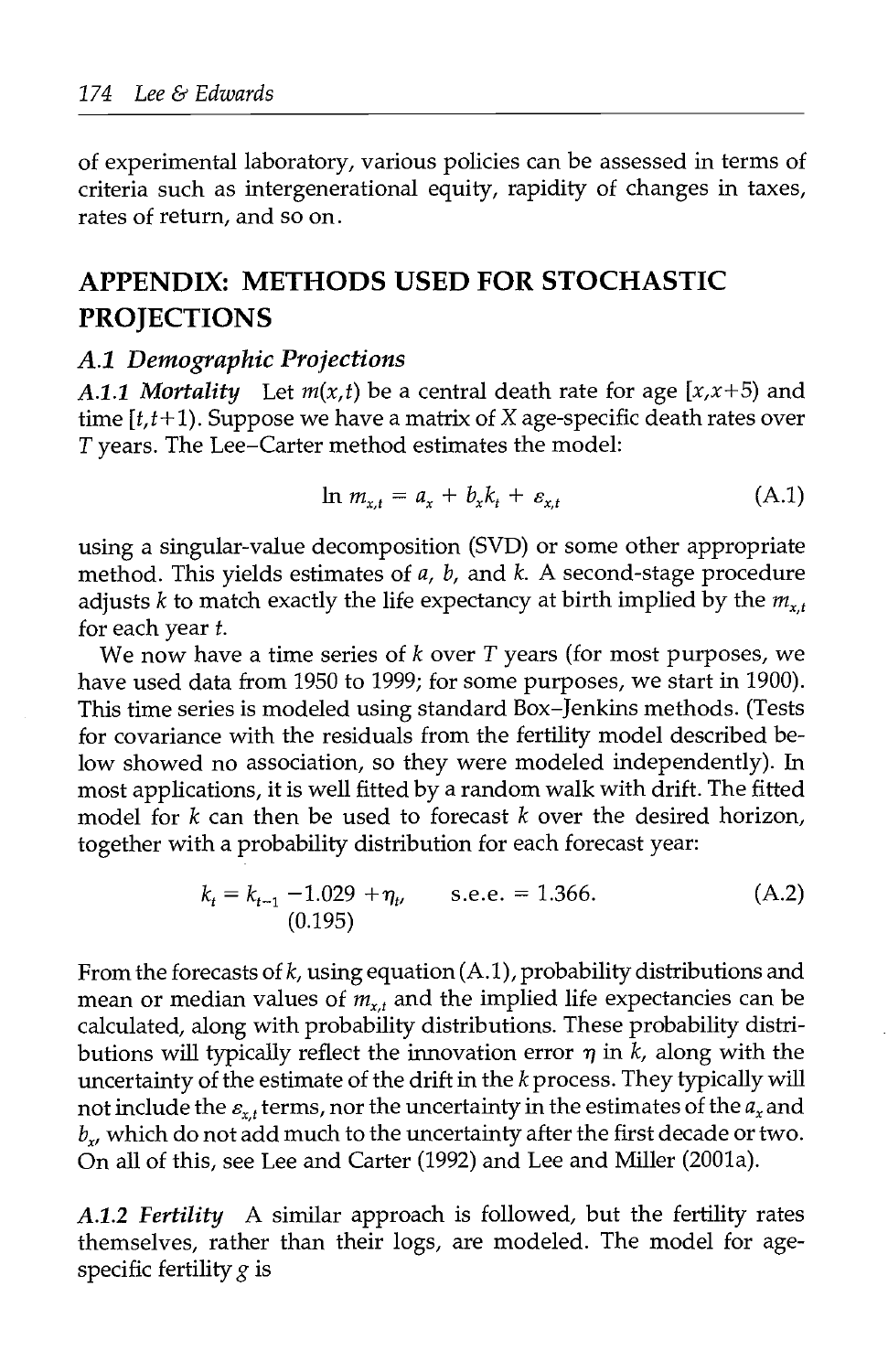of experimental laboratory, various policies can be assessed in terms of criteria such as intergenerational equity, rapidity of changes in taxes, rates of return, and so on.

## APPENDIX: METHODS USED FOR STOCHASTIC PROJECTIONS

### *A.1 Demographic Projections*

***A.1.1 Mortality*** Let $m(x,t)$ be a central death rate for age $[x,x+5)$ and time $[t,t+1)$. Suppose we have a matrix of X age-specific death rates over T years. The Lee–Carter method estimates the model:

$$\ln m_{x,t} = a_x + b_x k_t + \varepsilon_{x,t} \tag{A.1}$$

using a singular-value decomposition (SVD) or some other appropriate method. This yields estimates of $a$, $b$, and $k$. A second-stage procedure adjusts $k$ to match exactly the life expectancy at birth implied by the $m_{x,t}$ for each year $t$.

We now have a time series of $k$ over T years (for most purposes, we have used data from 1950 to 1999; for some purposes, we start in 1900). This time series is modeled using standard Box–Jenkins methods. (Tests for covariance with the residuals from the fertility model described below showed no association, so they were modeled independently). In most applications, it is well fitted by a random walk with drift. The fitted model for $k$ can then be used to forecast $k$ over the desired horizon, together with a probability distribution for each forecast year:

$$k_t = k_{t-1} \underset{(0.195)}{-1.029} + \eta_t, \qquad \text{s.e.e.} = 1.366. \tag{A.2}$$

From the forecasts of $k$, using equation (A.1), probability distributions and mean or median values of $m_{x,t}$ and the implied life expectancies can be calculated, along with probability distributions. These probability distributions will typically reflect the innovation error $\eta$ in $k$, along with the uncertainty of the estimate of the drift in the $k$ process. They typically will not include the $\varepsilon_{x,t}$ terms, nor the uncertainty in the estimates of the $a_x$ and $b_x$, which do not add much to the uncertainty after the first decade or two. On all of this, see Lee and Carter (1992) and Lee and Miller (2001a).

***A.1.2 Fertility*** A similar approach is followed, but the fertility rates themselves, rather than their logs, are modeled. The model for age-specific fertility $g$ is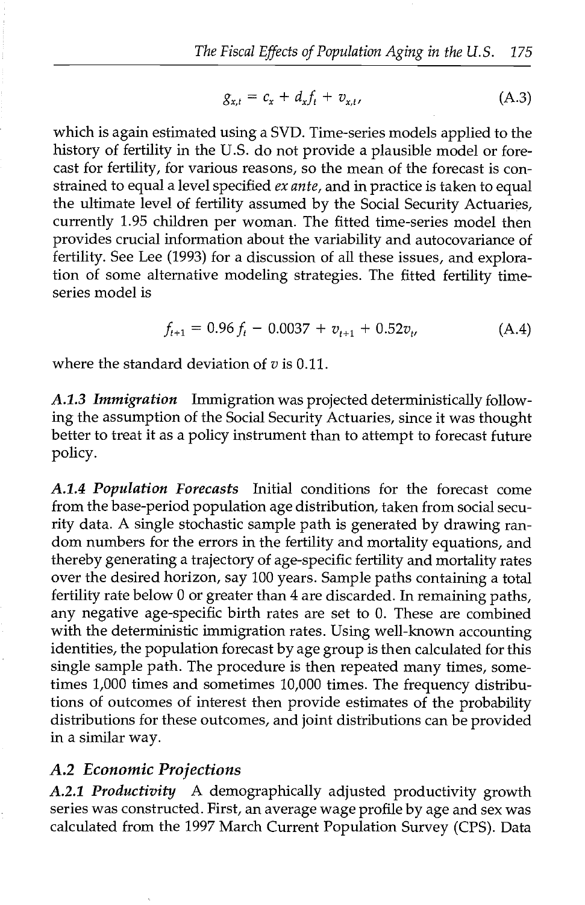$$g_{x,t} = c_x + d_x f_t + v_{x,t}, \tag{A.3}$$

which is again estimated using a SVD. Time-series models applied to the history of fertility in the U.S. do not provide a plausible model or forecast for fertility, for various reasons, so the mean of the forecast is constrained to equal a level specified *ex ante*, and in practice is taken to equal the ultimate level of fertility assumed by the Social Security Actuaries, currently 1.95 children per woman. The fitted time-series model then provides crucial information about the variability and autocovariance of fertility. See Lee (1993) for a discussion of all these issues, and exploration of some alternative modeling strategies. The fitted fertility time-series model is

$$f_{t+1} = 0.96\, f_t - 0.0037 + v_{t+1} + 0.52 v_t, \tag{A.4}$$

where the standard deviation of $v$ is 0.11.

***A.1.3 Immigration*** Immigration was projected deterministically following the assumption of the Social Security Actuaries, since it was thought better to treat it as a policy instrument than to attempt to forecast future policy.

***A.1.4 Population Forecasts*** Initial conditions for the forecast come from the base-period population age distribution, taken from social security data. A single stochastic sample path is generated by drawing random numbers for the errors in the fertility and mortality equations, and thereby generating a trajectory of age-specific fertility and mortality rates over the desired horizon, say 100 years. Sample paths containing a total fertility rate below 0 or greater than 4 are discarded. In remaining paths, any negative age-specific birth rates are set to 0. These are combined with the deterministic immigration rates. Using well-known accounting identities, the population forecast by age group is then calculated for this single sample path. The procedure is then repeated many times, sometimes 1,000 times and sometimes 10,000 times. The frequency distributions of outcomes of interest then provide estimates of the probability distributions for these outcomes, and joint distributions can be provided in a similar way.

## *A.2 Economic Projections*

***A.2.1 Productivity*** A demographically adjusted productivity growth series was constructed. First, an average wage profile by age and sex was calculated from the 1997 March Current Population Survey (CPS). Data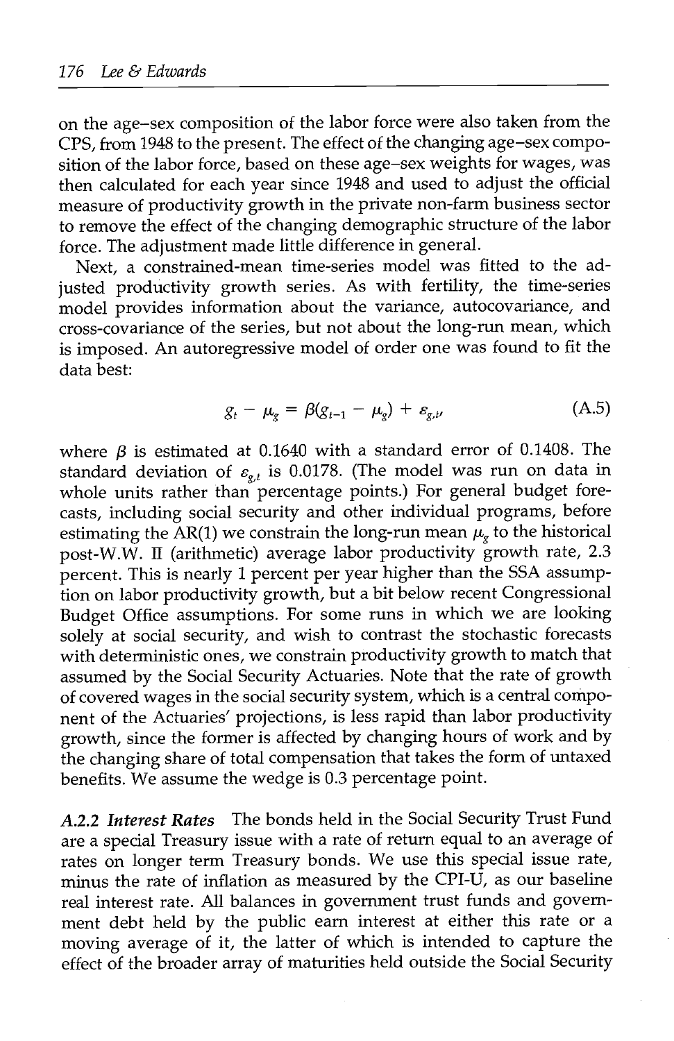on the age–sex composition of the labor force were also taken from the CPS, from 1948 to the present. The effect of the changing age–sex composition of the labor force, based on these age–sex weights for wages, was then calculated for each year since 1948 and used to adjust the official measure of productivity growth in the private non-farm business sector to remove the effect of the changing demographic structure of the labor force. The adjustment made little difference in general.

Next, a constrained-mean time-series model was fitted to the adjusted productivity growth series. As with fertility, the time-series model provides information about the variance, autocovariance, and cross-covariance of the series, but not about the long-run mean, which is imposed. An autoregressive model of order one was found to fit the data best:

$$g_t - \mu_g = \beta(g_{t-1} - \mu_g) + \varepsilon_{g,t}, \tag{A.5}$$

where $\beta$ is estimated at 0.1640 with a standard error of 0.1408. The standard deviation of $\varepsilon_{g,t}$ is 0.0178. (The model was run on data in whole units rather than percentage points.) For general budget forecasts, including social security and other individual programs, before estimating the AR(1) we constrain the long-run mean $\mu_g$ to the historical post-W.W. II (arithmetic) average labor productivity growth rate, 2.3 percent. This is nearly 1 percent per year higher than the SSA assumption on labor productivity growth, but a bit below recent Congressional Budget Office assumptions. For some runs in which we are looking solely at social security, and wish to contrast the stochastic forecasts with deterministic ones, we constrain productivity growth to match that assumed by the Social Security Actuaries. Note that the rate of growth of covered wages in the social security system, which is a central component of the Actuaries' projections, is less rapid than labor productivity growth, since the former is affected by changing hours of work and by the changing share of total compensation that takes the form of untaxed benefits. We assume the wedge is 0.3 percentage point.

*A.2.2 Interest Rates* The bonds held in the Social Security Trust Fund are a special Treasury issue with a rate of return equal to an average of rates on longer term Treasury bonds. We use this special issue rate, minus the rate of inflation as measured by the CPI-U, as our baseline real interest rate. All balances in government trust funds and government debt held by the public earn interest at either this rate or a moving average of it, the latter of which is intended to capture the effect of the broader array of maturities held outside the Social Security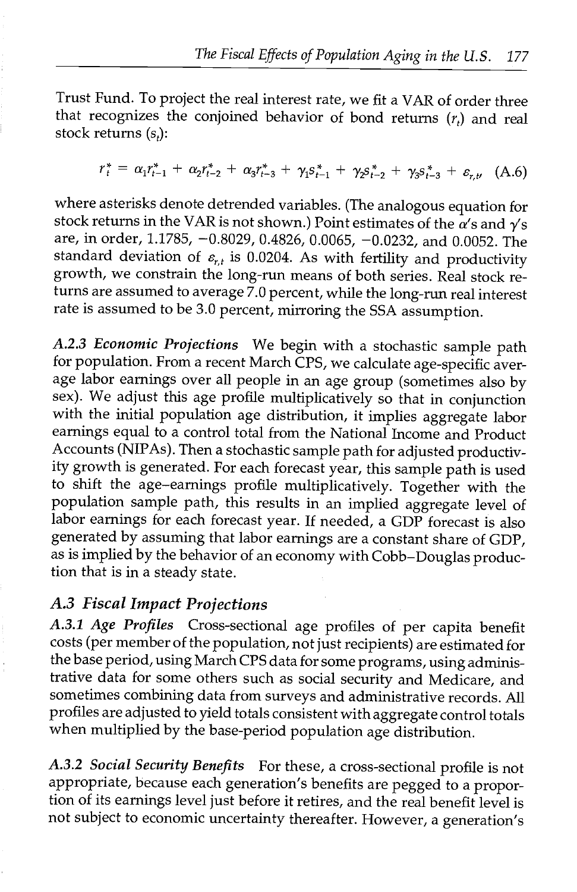Trust Fund. To project the real interest rate, we fit a VAR of order three that recognizes the conjoined behavior of bond returns ($r_t$) and real stock returns ($s_t$):

$$r_t^* = \alpha_1 r_{t-1}^* + \alpha_2 r_{t-2}^* + \alpha_3 r_{t-3}^* + \gamma_1 s_{t-1}^* + \gamma_2 s_{t-2}^* + \gamma_3 s_{t-3}^* + \varepsilon_{r,t}, \quad \text{(A.6)}$$

where asterisks denote detrended variables. (The analogous equation for stock returns in the VAR is not shown.) Point estimates of the $\alpha$'s and $\gamma$'s are, in order, 1.1785, −0.8029, 0.4826, 0.0065, −0.0232, and 0.0052. The standard deviation of $\varepsilon_{r,t}$ is 0.0204. As with fertility and productivity growth, we constrain the long-run means of both series. Real stock returns are assumed to average 7.0 percent, while the long-run real interest rate is assumed to be 3.0 percent, mirroring the SSA assumption.

*A.2.3 Economic Projections* We begin with a stochastic sample path for population. From a recent March CPS, we calculate age-specific average labor earnings over all people in an age group (sometimes also by sex). We adjust this age profile multiplicatively so that in conjunction with the initial population age distribution, it implies aggregate labor earnings equal to a control total from the National Income and Product Accounts (NIPAs). Then a stochastic sample path for adjusted productivity growth is generated. For each forecast year, this sample path is used to shift the age–earnings profile multiplicatively. Together with the population sample path, this results in an implied aggregate level of labor earnings for each forecast year. If needed, a GDP forecast is also generated by assuming that labor earnings are a constant share of GDP, as is implied by the behavior of an economy with Cobb–Douglas production that is in a steady state.

## A.3 Fiscal Impact Projections

*A.3.1 Age Profiles* Cross-sectional age profiles of per capita benefit costs (per member of the population, not just recipients) are estimated for the base period, using March CPS data for some programs, using administrative data for some others such as social security and Medicare, and sometimes combining data from surveys and administrative records. All profiles are adjusted to yield totals consistent with aggregate control totals when multiplied by the base-period population age distribution.

*A.3.2 Social Security Benefits* For these, a cross-sectional profile is not appropriate, because each generation's benefits are pegged to a proportion of its earnings level just before it retires, and the real benefit level is not subject to economic uncertainty thereafter. However, a generation's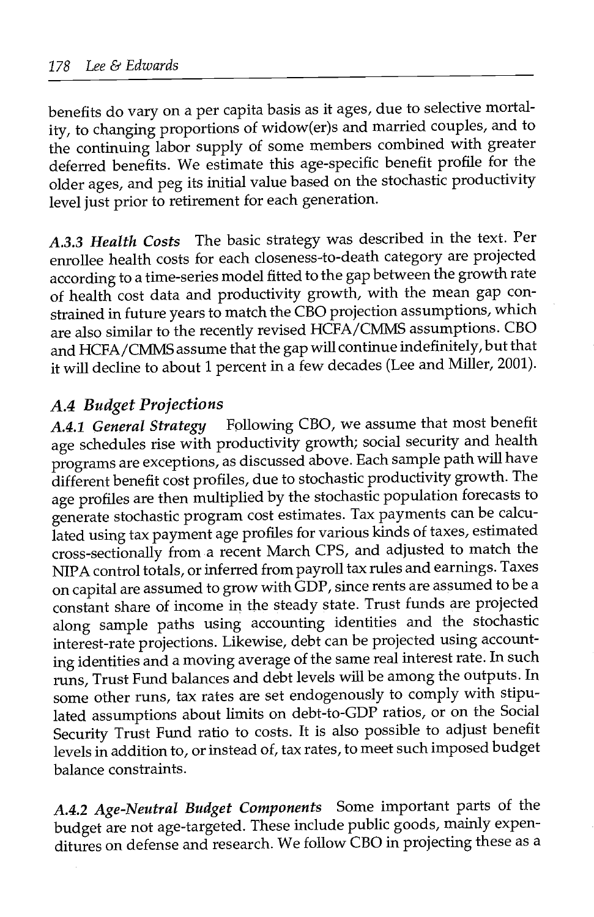benefits do vary on a per capita basis as it ages, due to selective mortality, to changing proportions of widow(er)s and married couples, and to the continuing labor supply of some members combined with greater deferred benefits. We estimate this age-specific benefit profile for the older ages, and peg its initial value based on the stochastic productivity level just prior to retirement for each generation.

*A.3.3 Health Costs* The basic strategy was described in the text. Per enrollee health costs for each closeness-to-death category are projected according to a time-series model fitted to the gap between the growth rate of health cost data and productivity growth, with the mean gap constrained in future years to match the CBO projection assumptions, which are also similar to the recently revised HCFA/CMMS assumptions. CBO and HCFA/CMMS assume that the gap will continue indefinitely, but that it will decline to about 1 percent in a few decades (Lee and Miller, 2001).

## A.4 Budget Projections

*A.4.1 General Strategy* Following CBO, we assume that most benefit age schedules rise with productivity growth; social security and health programs are exceptions, as discussed above. Each sample path will have different benefit cost profiles, due to stochastic productivity growth. The age profiles are then multiplied by the stochastic population forecasts to generate stochastic program cost estimates. Tax payments can be calculated using tax payment age profiles for various kinds of taxes, estimated cross-sectionally from a recent March CPS, and adjusted to match the NIPA control totals, or inferred from payroll tax rules and earnings. Taxes on capital are assumed to grow with GDP, since rents are assumed to be a constant share of income in the steady state. Trust funds are projected along sample paths using accounting identities and the stochastic interest-rate projections. Likewise, debt can be projected using accounting identities and a moving average of the same real interest rate. In such runs, Trust Fund balances and debt levels will be among the outputs. In some other runs, tax rates are set endogenously to comply with stipulated assumptions about limits on debt-to-GDP ratios, or on the Social Security Trust Fund ratio to costs. It is also possible to adjust benefit levels in addition to, or instead of, tax rates, to meet such imposed budget balance constraints.

*A.4.2 Age-Neutral Budget Components* Some important parts of the budget are not age-targeted. These include public goods, mainly expenditures on defense and research. We follow CBO in projecting these as a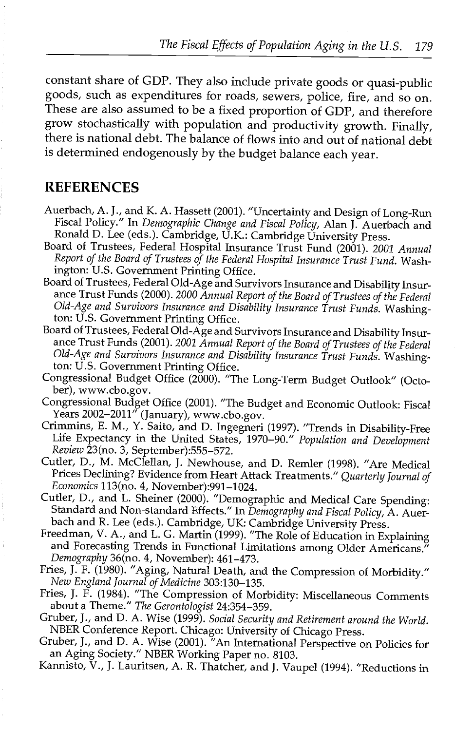constant share of GDP. They also include private goods or quasi-public goods, such as expenditures for roads, sewers, police, fire, and so on. These are also assumed to be a fixed proportion of GDP, and therefore grow stochastically with population and productivity growth. Finally, there is national debt. The balance of flows into and out of national debt is determined endogenously by the budget balance each year.

## REFERENCES

Auerbach, A. J., and K. A. Hassett (2001). "Uncertainty and Design of Long-Run Fiscal Policy." In *Demographic Change and Fiscal Policy*, Alan J. Auerbach and Ronald D. Lee (eds.). Cambridge, U.K.: Cambridge University Press.

Board of Trustees, Federal Hospital Insurance Trust Fund (2001). *2001 Annual Report of the Board of Trustees of the Federal Hospital Insurance Trust Fund*. Washington: U.S. Government Printing Office.

Board of Trustees, Federal Old-Age and Survivors Insurance and Disability Insurance Trust Funds (2000). *2000 Annual Report of the Board of Trustees of the Federal Old-Age and Survivors Insurance and Disability Insurance Trust Funds*. Washington: U.S. Government Printing Office.

Board of Trustees, Federal Old-Age and Survivors Insurance and Disability Insurance Trust Funds (2001). *2001 Annual Report of the Board of Trustees of the Federal Old-Age and Survivors Insurance and Disability Insurance Trust Funds*. Washington: U.S. Government Printing Office.

Congressional Budget Office (2000). "The Long-Term Budget Outlook" (October), www.cbo.gov.

Congressional Budget Office (2001). "The Budget and Economic Outlook: Fiscal Years 2002–2011" (January), www.cbo.gov.

Crimmins, E. M., Y. Saito, and D. Ingegneri (1997). "Trends in Disability-Free Life Expectancy in the United States, 1970–90." *Population and Development Review* 23(no. 3, September):555–572.

Cutler, D., M. McClellan, J. Newhouse, and D. Remler (1998). "Are Medical Prices Declining? Evidence from Heart Attack Treatments." *Quarterly Journal of Economics* 113(no. 4, November):991–1024.

Cutler, D., and L. Sheiner (2000). "Demographic and Medical Care Spending: Standard and Non-standard Effects." In *Demography and Fiscal Policy*, A. Auerbach and R. Lee (eds.). Cambridge, UK: Cambridge University Press.

Freedman, V. A., and L. G. Martin (1999). "The Role of Education in Explaining and Forecasting Trends in Functional Limitations among Older Americans." *Demography* 36(no. 4, November): 461–473.

Fries, J. F. (1980). "Aging, Natural Death, and the Compression of Morbidity." *New England Journal of Medicine* 303:130–135.

Fries, J. F. (1984). "The Compression of Morbidity: Miscellaneous Comments about a Theme." *The Gerontologist* 24:354–359.

Gruber, J., and D. A. Wise (1999). *Social Security and Retirement around the World*. NBER Conference Report. Chicago: University of Chicago Press.

Gruber, J., and D. A. Wise (2001). "An International Perspective on Policies for an Aging Society." NBER Working Paper no. 8103.

Kannisto, V., J. Lauritsen, A. R. Thatcher, and J. Vaupel (1994). "Reductions in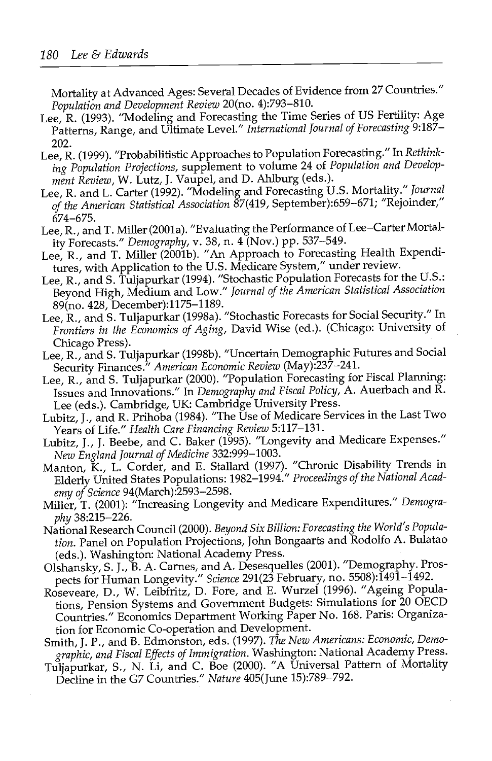Mortality at Advanced Ages: Several Decades of Evidence from 27 Countries." *Population and Development Review* 20(no. 4):793–810.

Lee, R. (1993). "Modeling and Forecasting the Time Series of US Fertility: Age Patterns, Range, and Ultimate Level." *International Journal of Forecasting* 9:187–202.

Lee, R. (1999). "Probabilitistic Approaches to Population Forecasting." In *Rethinking Population Projections*, supplement to volume 24 of *Population and Development Review*, W. Lutz, J. Vaupel, and D. Ahlburg (eds.).

Lee, R. and L. Carter (1992). "Modeling and Forecasting U.S. Mortality." *Journal of the American Statistical Association* 87(419, September):659–671; "Rejoinder," 674–675.

Lee, R., and T. Miller (2001a). "Evaluating the Performance of Lee–Carter Mortality Forecasts." *Demography*, v. 38, n. 4 (Nov.) pp. 537–549.

Lee, R., and T. Miller (2001b). "An Approach to Forecasting Health Expenditures, with Application to the U.S. Medicare System," under review.

Lee, R., and S. Tuljapurkar (1994). "Stochastic Population Forecasts for the U.S.: Beyond High, Medium and Low." *Journal of the American Statistical Association* 89(no. 428, December):1175–1189.

Lee, R., and S. Tuljapurkar (1998a). "Stochastic Forecasts for Social Security." In *Frontiers in the Economics of Aging*, David Wise (ed.). (Chicago: University of Chicago Press).

Lee, R., and S. Tuljapurkar (1998b). "Uncertain Demographic Futures and Social Security Finances." *American Economic Review* (May):237–241.

Lee, R., and S. Tuljapurkar (2000). "Population Forecasting for Fiscal Planning: Issues and Innovations." In *Demography and Fiscal Policy*, A. Auerbach and R. Lee (eds.). Cambridge, UK: Cambridge University Press.

Lubitz, J., and R. Prihoba (1984). "The Use of Medicare Services in the Last Two Years of Life." *Health Care Financing Review* 5:117–131.

Lubitz, J., J. Beebe, and C. Baker (1995). "Longevity and Medicare Expenses." *New England Journal of Medicine* 332:999–1003.

Manton, K., L. Corder, and E. Stallard (1997). "Chronic Disability Trends in Elderly United States Populations: 1982–1994." *Proceedings of the National Academy of Science* 94(March):2593–2598.

Miller, T. (2001): "Increasing Longevity and Medicare Expenditures." *Demography* 38:215–226.

National Research Council (2000). *Beyond Six Billion: Forecasting the World's Population.* Panel on Population Projections, John Bongaarts and Rodolfo A. Bulatao (eds.). Washington: National Academy Press.

Olshansky, S. J., B. A. Carnes, and A. Desesquelles (2001). "Demography. Prospects for Human Longevity." *Science* 291(23 February, no. 5508):1491–1492.

Roseveare, D., W. Leibfritz, D. Fore, and E. Wurzel (1996). "Ageing Populations, Pension Systems and Government Budgets: Simulations for 20 OECD Countries." Economics Department Working Paper No. 168. Paris: Organization for Economic Co-operation and Development.

Smith, J. P., and B. Edmonston, eds. (1997). *The New Americans: Economic, Demographic, and Fiscal Effects of Immigration*. Washington: National Academy Press.

Tuljapurkar, S., N. Li, and C. Boe (2000). "A Universal Pattern of Mortality Decline in the G7 Countries." *Nature* 405(June 15):789–792.